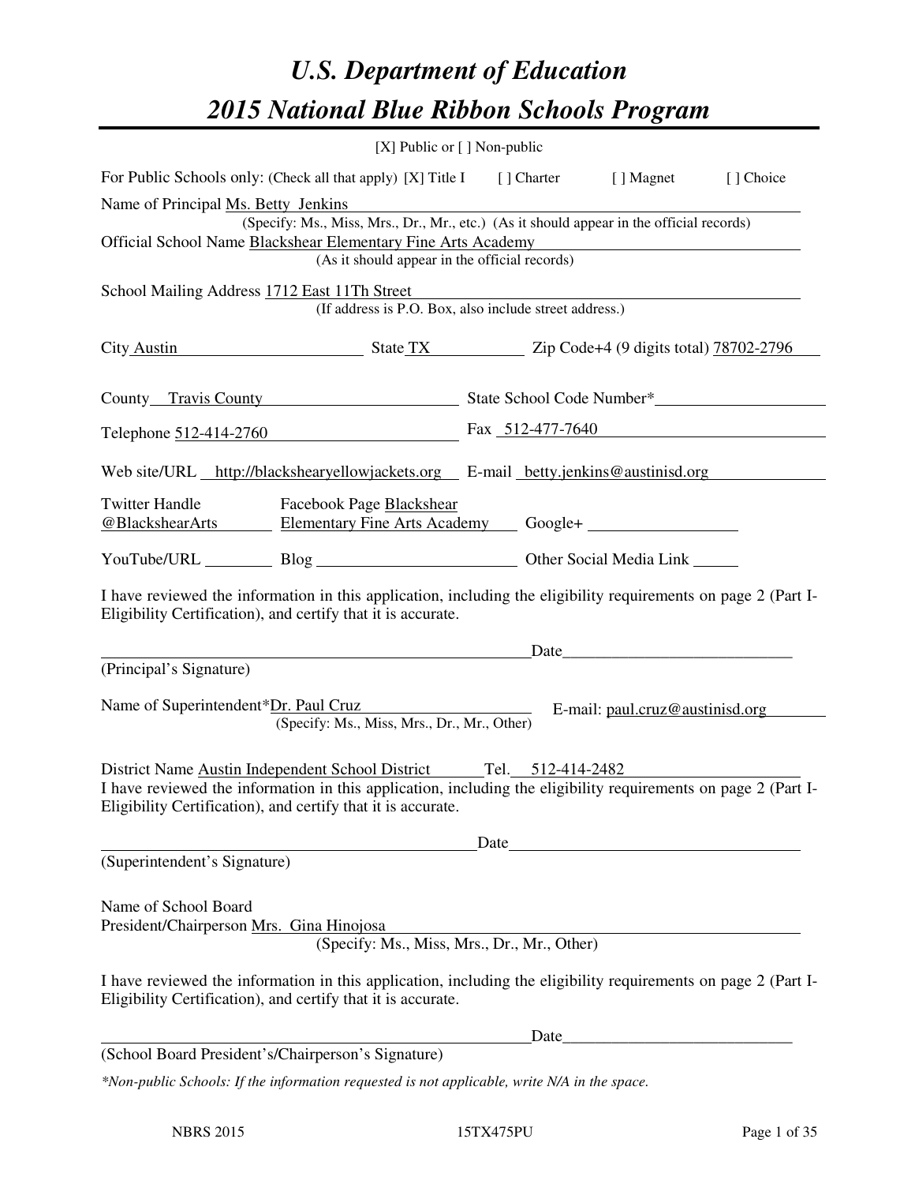# U.S. Department of Education
# 2015 National Blue Ribbon Schools Program

[X] Public or [ ] Non-public

For Public Schools only: (Check all that apply) [X] Title I [ ] Charter [ ] Magnet [ ] Choice

Name of Principal Ms. Betty Jenkins
(Specify: Ms., Miss, Mrs., Dr., Mr., etc.) (As it should appear in the official records)

Official School Name Blackshear Elementary Fine Arts Academy
(As it should appear in the official records)

School Mailing Address 1712 East 11Th Street
(If address is P.O. Box, also include street address.)

City Austin State TX Zip Code+4 (9 digits total) 78702-2796

County Travis County State School Code Number*

Telephone 512-414-2760 Fax 512-477-7640

Web site/URL http://blackshearyellowjackets.org E-mail betty.jenkins@austinisd.org

Twitter Handle @BlackshearArts Facebook Page Blackshear Elementary Fine Arts Academy Google+

YouTube/URL Blog Other Social Media Link

I have reviewed the information in this application, including the eligibility requirements on page 2 (Part I-Eligibility Certification), and certify that it is accurate.

_________________________________________________ Date_________________________

(Principal's Signature)

Name of Superintendent*Dr. Paul Cruz E-mail: paul.cruz@austinisd.org
(Specify: Ms., Miss, Mrs., Dr., Mr., Other)

District Name Austin Independent School District Tel. 512-414-2482

I have reviewed the information in this application, including the eligibility requirements on page 2 (Part I-Eligibility Certification), and certify that it is accurate.

_________________________________________________ Date_________________________

(Superintendent's Signature)

Name of School Board President/Chairperson Mrs. Gina Hinojosa
(Specify: Ms., Miss, Mrs., Dr., Mr., Other)

I have reviewed the information in this application, including the eligibility requirements on page 2 (Part I-Eligibility Certification), and certify that it is accurate.

_________________________________________________ Date_________________________

(School Board President's/Chairperson's Signature)

*\*Non-public Schools: If the information requested is not applicable, write N/A in the space.*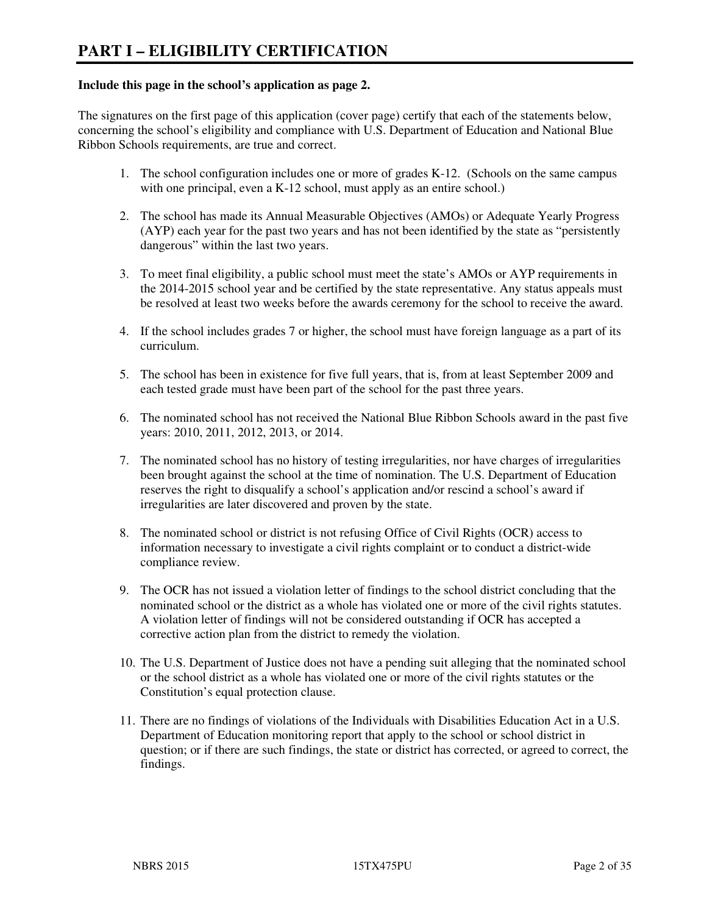# PART I – ELIGIBILITY CERTIFICATION

**Include this page in the school's application as page 2.**

The signatures on the first page of this application (cover page) certify that each of the statements below, concerning the school's eligibility and compliance with U.S. Department of Education and National Blue Ribbon Schools requirements, are true and correct.

1. The school configuration includes one or more of grades K-12. (Schools on the same campus with one principal, even a K-12 school, must apply as an entire school.)

2. The school has made its Annual Measurable Objectives (AMOs) or Adequate Yearly Progress (AYP) each year for the past two years and has not been identified by the state as "persistently dangerous" within the last two years.

3. To meet final eligibility, a public school must meet the state's AMOs or AYP requirements in the 2014-2015 school year and be certified by the state representative. Any status appeals must be resolved at least two weeks before the awards ceremony for the school to receive the award.

4. If the school includes grades 7 or higher, the school must have foreign language as a part of its curriculum.

5. The school has been in existence for five full years, that is, from at least September 2009 and each tested grade must have been part of the school for the past three years.

6. The nominated school has not received the National Blue Ribbon Schools award in the past five years: 2010, 2011, 2012, 2013, or 2014.

7. The nominated school has no history of testing irregularities, nor have charges of irregularities been brought against the school at the time of nomination. The U.S. Department of Education reserves the right to disqualify a school's application and/or rescind a school's award if irregularities are later discovered and proven by the state.

8. The nominated school or district is not refusing Office of Civil Rights (OCR) access to information necessary to investigate a civil rights complaint or to conduct a district-wide compliance review.

9. The OCR has not issued a violation letter of findings to the school district concluding that the nominated school or the district as a whole has violated one or more of the civil rights statutes. A violation letter of findings will not be considered outstanding if OCR has accepted a corrective action plan from the district to remedy the violation.

10. The U.S. Department of Justice does not have a pending suit alleging that the nominated school or the school district as a whole has violated one or more of the civil rights statutes or the Constitution's equal protection clause.

11. There are no findings of violations of the Individuals with Disabilities Education Act in a U.S. Department of Education monitoring report that apply to the school or school district in question; or if there are such findings, the state or district has corrected, or agreed to correct, the findings.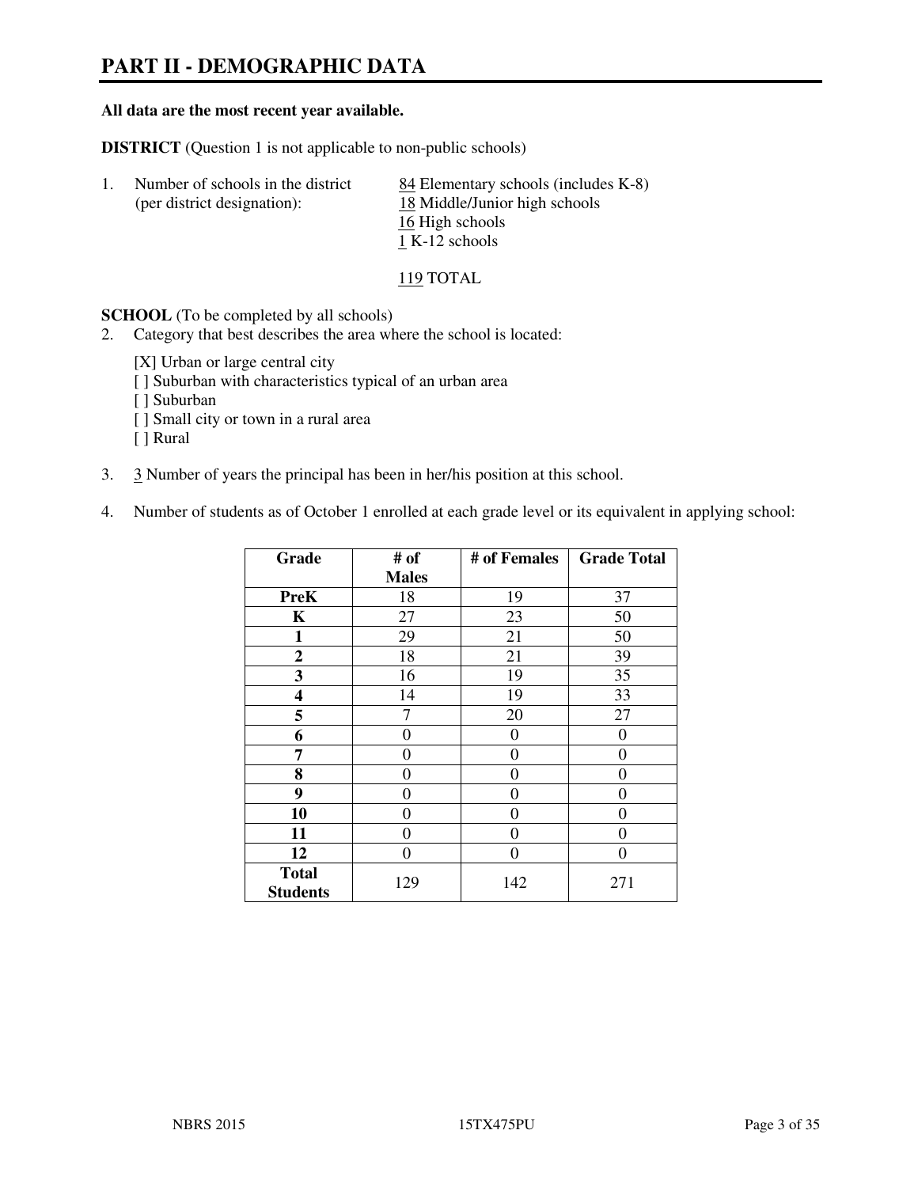# PART II - DEMOGRAPHIC DATA

**All data are the most recent year available.**

**DISTRICT** (Question 1 is not applicable to non-public schools)

1. Number of schools in the district (per district designation):
   - 84 Elementary schools (includes K-8)
   - 18 Middle/Junior high schools
   - 16 High schools
   - 1 K-12 schools

   119 TOTAL

**SCHOOL** (To be completed by all schools)

2. Category that best describes the area where the school is located:

   [X] Urban or large central city
   [ ] Suburban with characteristics typical of an urban area
   [ ] Suburban
   [ ] Small city or town in a rural area
   [ ] Rural

3. 3 Number of years the principal has been in her/his position at this school.

4. Number of students as of October 1 enrolled at each grade level or its equivalent in applying school:

| Grade | # of Males | # of Females | Grade Total |
|---|---|---|---|
| **PreK** | 18 | 19 | 37 |
| **K** | 27 | 23 | 50 |
| **1** | 29 | 21 | 50 |
| **2** | 18 | 21 | 39 |
| **3** | 16 | 19 | 35 |
| **4** | 14 | 19 | 33 |
| **5** | 7 | 20 | 27 |
| **6** | 0 | 0 | 0 |
| **7** | 0 | 0 | 0 |
| **8** | 0 | 0 | 0 |
| **9** | 0 | 0 | 0 |
| **10** | 0 | 0 | 0 |
| **11** | 0 | 0 | 0 |
| **12** | 0 | 0 | 0 |
| **Total Students** | 129 | 142 | 271 |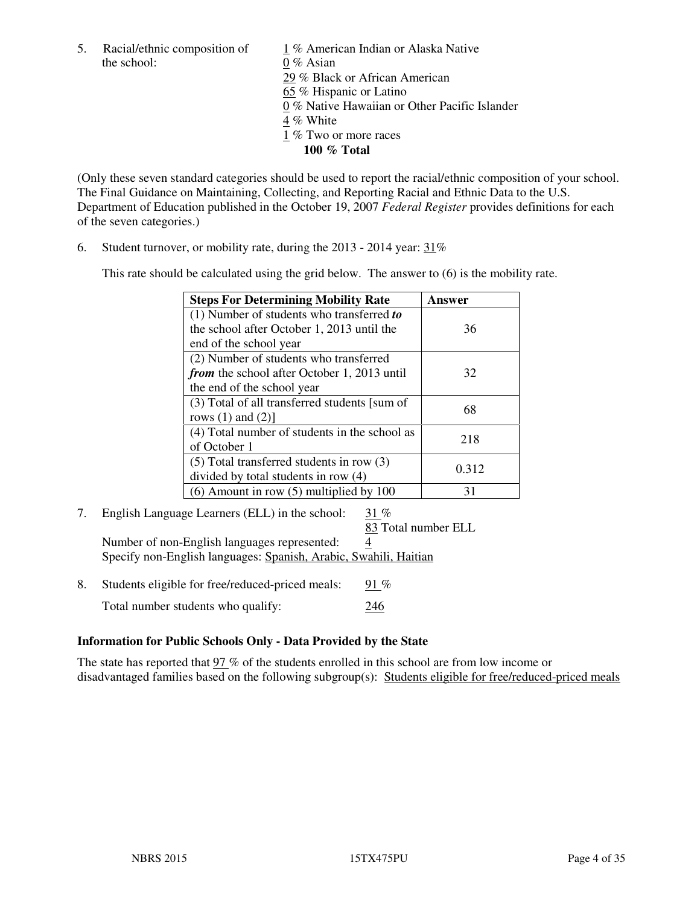5. Racial/ethnic composition of the school:

1 % American Indian or Alaska Native
0 % Asian
29 % Black or African American
65 % Hispanic or Latino
0 % Native Hawaiian or Other Pacific Islander
4 % White
1 % Two or more races
**100 % Total**

(Only these seven standard categories should be used to report the racial/ethnic composition of your school. The Final Guidance on Maintaining, Collecting, and Reporting Racial and Ethnic Data to the U.S. Department of Education published in the October 19, 2007 *Federal Register* provides definitions for each of the seven categories.)

6. Student turnover, or mobility rate, during the 2013 - 2014 year: 31%

This rate should be calculated using the grid below. The answer to (6) is the mobility rate.

| **Steps For Determining Mobility Rate** | **Answer** |
|---|---|
| (1) Number of students who transferred ***to*** the school after October 1, 2013 until the end of the school year | 36 |
| (2) Number of students who transferred ***from*** the school after October 1, 2013 until the end of the school year | 32 |
| (3) Total of all transferred students [sum of rows (1) and (2)] | 68 |
| (4) Total number of students in the school as of October 1 | 218 |
| (5) Total transferred students in row (3) divided by total students in row (4) | 0.312 |
| (6) Amount in row (5) multiplied by 100 | 31 |

7. English Language Learners (ELL) in the school: 31 %
83 Total number ELL
Number of non-English languages represented: 4
Specify non-English languages: Spanish, Arabic, Swahili, Haitian

8. Students eligible for free/reduced-priced meals: 91 %
Total number students who qualify: 246

**Information for Public Schools Only - Data Provided by the State**

The state has reported that 97 % of the students enrolled in this school are from low income or disadvantaged families based on the following subgroup(s): Students eligible for free/reduced-priced meals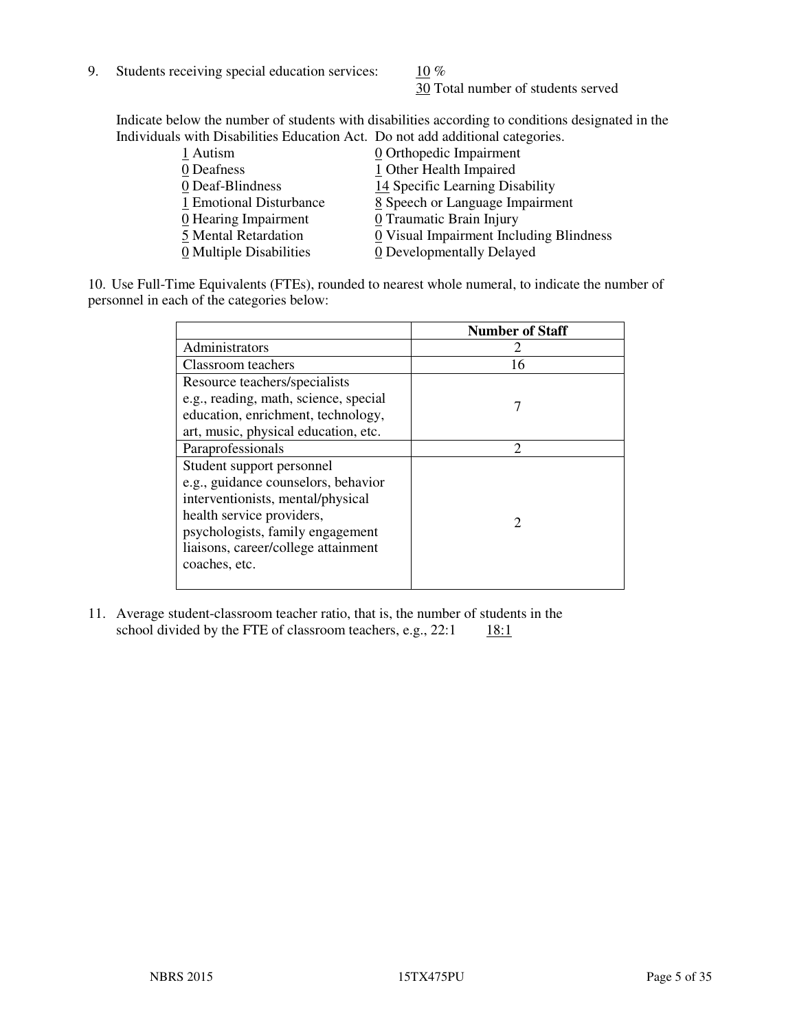9. Students receiving special education services: 10 %
30 Total number of students served

Indicate below the number of students with disabilities according to conditions designated in the Individuals with Disabilities Education Act. Do not add additional categories.

1 Autism
0 Deafness
0 Deaf-Blindness
1 Emotional Disturbance
0 Hearing Impairment
5 Mental Retardation
0 Multiple Disabilities
0 Orthopedic Impairment
1 Other Health Impaired
14 Specific Learning Disability
8 Speech or Language Impairment
0 Traumatic Brain Injury
0 Visual Impairment Including Blindness
0 Developmentally Delayed

10. Use Full-Time Equivalents (FTEs), rounded to nearest whole numeral, to indicate the number of personnel in each of the categories below:

| | Number of Staff |
|---|---|
| Administrators | 2 |
| Classroom teachers | 16 |
| Resource teachers/specialists e.g., reading, math, science, special education, enrichment, technology, art, music, physical education, etc. | 7 |
| Paraprofessionals | 2 |
| Student support personnel e.g., guidance counselors, behavior interventionists, mental/physical health service providers, psychologists, family engagement liaisons, career/college attainment coaches, etc. | 2 |

11. Average student-classroom teacher ratio, that is, the number of students in the school divided by the FTE of classroom teachers, e.g., 22:1 18:1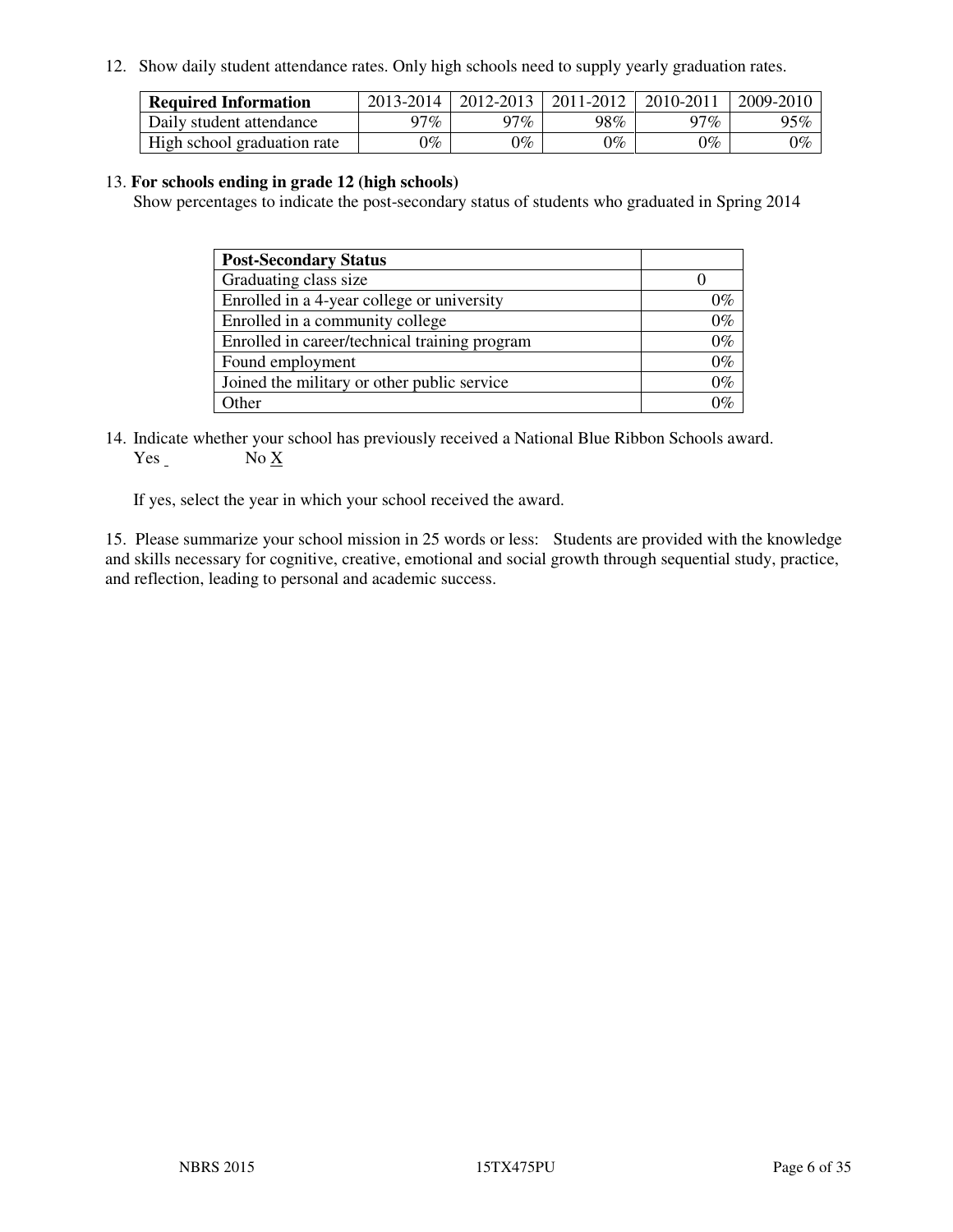12. Show daily student attendance rates. Only high schools need to supply yearly graduation rates.

| **Required Information** | 2013-2014 | 2012-2013 | 2011-2012 | 2010-2011 | 2009-2010 |
|---|---|---|---|---|---|
| Daily student attendance | 97% | 97% | 98% | 97% | 95% |
| High school graduation rate | 0% | 0% | 0% | 0% | 0% |

13. **For schools ending in grade 12 (high schools)**
Show percentages to indicate the post-secondary status of students who graduated in Spring 2014

| **Post-Secondary Status** | |
|---|---|
| Graduating class size | 0 |
| Enrolled in a 4-year college or university | 0% |
| Enrolled in a community college | 0% |
| Enrolled in career/technical training program | 0% |
| Found employment | 0% |
| Joined the military or other public service | 0% |
| Other | 0% |

14. Indicate whether your school has previously received a National Blue Ribbon Schools award.
Yes _ No X

If yes, select the year in which your school received the award.

15. Please summarize your school mission in 25 words or less: Students are provided with the knowledge and skills necessary for cognitive, creative, emotional and social growth through sequential study, practice, and reflection, leading to personal and academic success.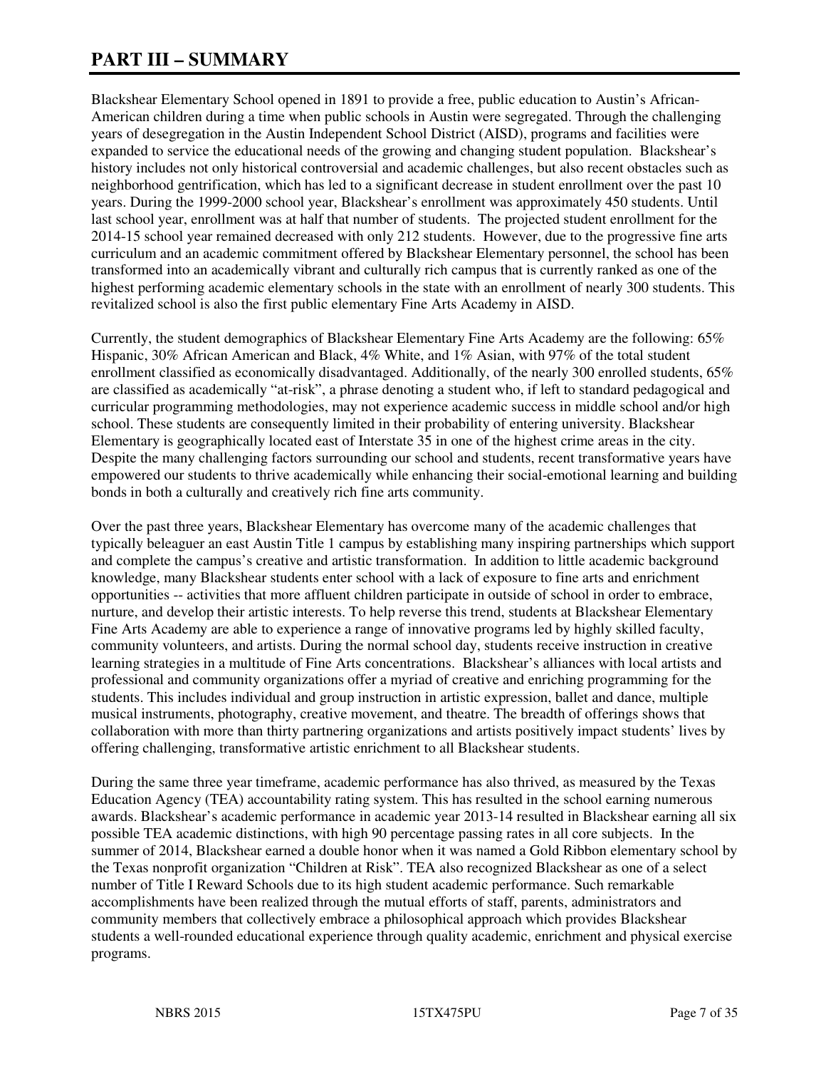# PART III – SUMMARY

Blackshear Elementary School opened in 1891 to provide a free, public education to Austin's African-American children during a time when public schools in Austin were segregated. Through the challenging years of desegregation in the Austin Independent School District (AISD), programs and facilities were expanded to service the educational needs of the growing and changing student population. Blackshear's history includes not only historical controversial and academic challenges, but also recent obstacles such as neighborhood gentrification, which has led to a significant decrease in student enrollment over the past 10 years. During the 1999-2000 school year, Blackshear's enrollment was approximately 450 students. Until last school year, enrollment was at half that number of students. The projected student enrollment for the 2014-15 school year remained decreased with only 212 students. However, due to the progressive fine arts curriculum and an academic commitment offered by Blackshear Elementary personnel, the school has been transformed into an academically vibrant and culturally rich campus that is currently ranked as one of the highest performing academic elementary schools in the state with an enrollment of nearly 300 students. This revitalized school is also the first public elementary Fine Arts Academy in AISD.

Currently, the student demographics of Blackshear Elementary Fine Arts Academy are the following: 65% Hispanic, 30% African American and Black, 4% White, and 1% Asian, with 97% of the total student enrollment classified as economically disadvantaged. Additionally, of the nearly 300 enrolled students, 65% are classified as academically "at-risk", a phrase denoting a student who, if left to standard pedagogical and curricular programming methodologies, may not experience academic success in middle school and/or high school. These students are consequently limited in their probability of entering university. Blackshear Elementary is geographically located east of Interstate 35 in one of the highest crime areas in the city. Despite the many challenging factors surrounding our school and students, recent transformative years have empowered our students to thrive academically while enhancing their social-emotional learning and building bonds in both a culturally and creatively rich fine arts community.

Over the past three years, Blackshear Elementary has overcome many of the academic challenges that typically beleaguer an east Austin Title 1 campus by establishing many inspiring partnerships which support and complete the campus's creative and artistic transformation. In addition to little academic background knowledge, many Blackshear students enter school with a lack of exposure to fine arts and enrichment opportunities -- activities that more affluent children participate in outside of school in order to embrace, nurture, and develop their artistic interests. To help reverse this trend, students at Blackshear Elementary Fine Arts Academy are able to experience a range of innovative programs led by highly skilled faculty, community volunteers, and artists. During the normal school day, students receive instruction in creative learning strategies in a multitude of Fine Arts concentrations. Blackshear's alliances with local artists and professional and community organizations offer a myriad of creative and enriching programming for the students. This includes individual and group instruction in artistic expression, ballet and dance, multiple musical instruments, photography, creative movement, and theatre. The breadth of offerings shows that collaboration with more than thirty partnering organizations and artists positively impact students' lives by offering challenging, transformative artistic enrichment to all Blackshear students.

During the same three year timeframe, academic performance has also thrived, as measured by the Texas Education Agency (TEA) accountability rating system. This has resulted in the school earning numerous awards. Blackshear's academic performance in academic year 2013-14 resulted in Blackshear earning all six possible TEA academic distinctions, with high 90 percentage passing rates in all core subjects. In the summer of 2014, Blackshear earned a double honor when it was named a Gold Ribbon elementary school by the Texas nonprofit organization "Children at Risk". TEA also recognized Blackshear as one of a select number of Title I Reward Schools due to its high student academic performance. Such remarkable accomplishments have been realized through the mutual efforts of staff, parents, administrators and community members that collectively embrace a philosophical approach which provides Blackshear students a well-rounded educational experience through quality academic, enrichment and physical exercise programs.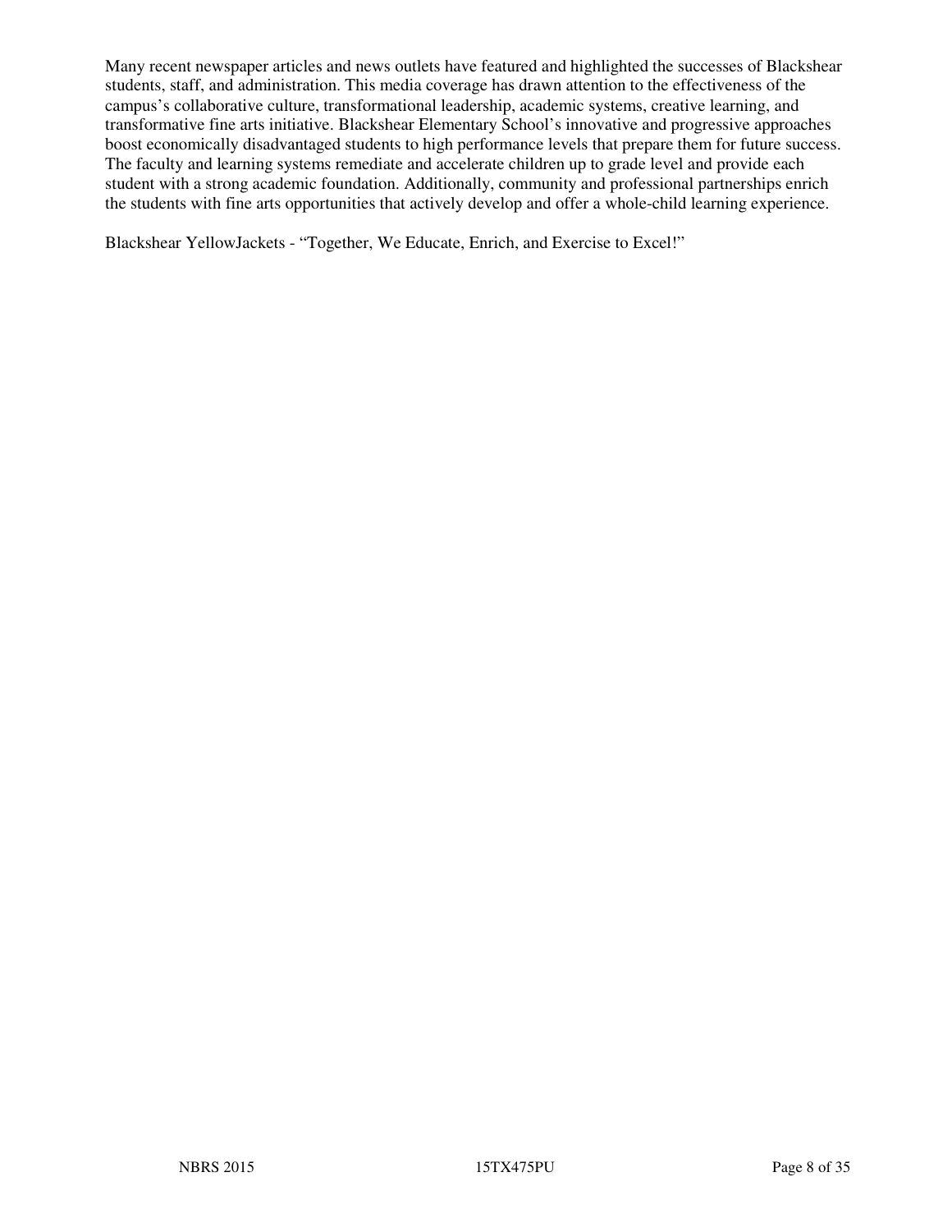Many recent newspaper articles and news outlets have featured and highlighted the successes of Blackshear students, staff, and administration. This media coverage has drawn attention to the effectiveness of the campus's collaborative culture, transformational leadership, academic systems, creative learning, and transformative fine arts initiative. Blackshear Elementary School's innovative and progressive approaches boost economically disadvantaged students to high performance levels that prepare them for future success. The faculty and learning systems remediate and accelerate children up to grade level and provide each student with a strong academic foundation. Additionally, community and professional partnerships enrich the students with fine arts opportunities that actively develop and offer a whole-child learning experience.

Blackshear YellowJackets - "Together, We Educate, Enrich, and Exercise to Excel!"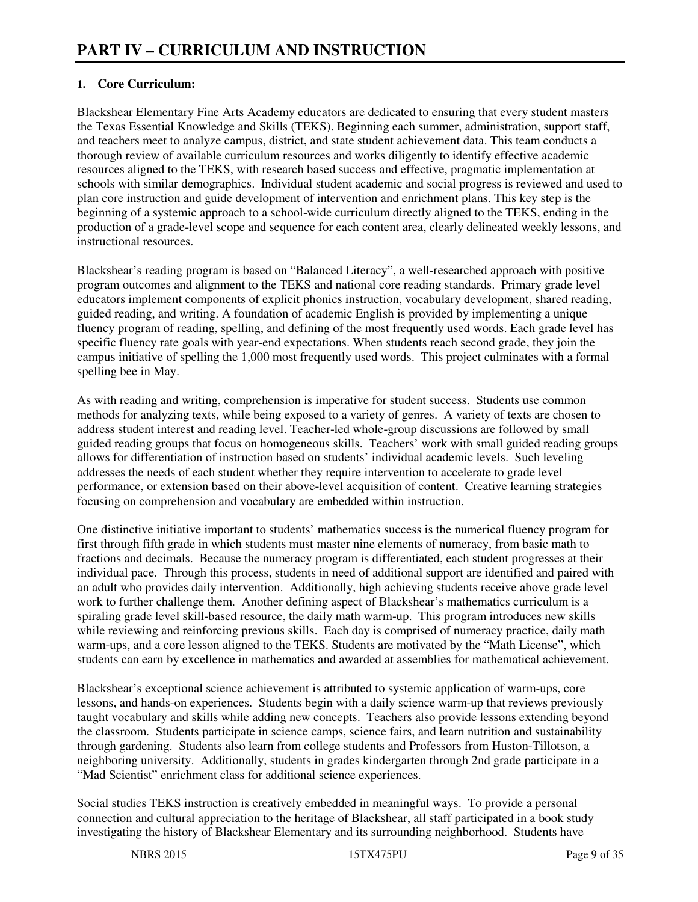# PART IV – CURRICULUM AND INSTRUCTION

## 1. Core Curriculum:

Blackshear Elementary Fine Arts Academy educators are dedicated to ensuring that every student masters the Texas Essential Knowledge and Skills (TEKS). Beginning each summer, administration, support staff, and teachers meet to analyze campus, district, and state student achievement data. This team conducts a thorough review of available curriculum resources and works diligently to identify effective academic resources aligned to the TEKS, with research based success and effective, pragmatic implementation at schools with similar demographics. Individual student academic and social progress is reviewed and used to plan core instruction and guide development of intervention and enrichment plans. This key step is the beginning of a systemic approach to a school-wide curriculum directly aligned to the TEKS, ending in the production of a grade-level scope and sequence for each content area, clearly delineated weekly lessons, and instructional resources.

Blackshear's reading program is based on "Balanced Literacy", a well-researched approach with positive program outcomes and alignment to the TEKS and national core reading standards. Primary grade level educators implement components of explicit phonics instruction, vocabulary development, shared reading, guided reading, and writing. A foundation of academic English is provided by implementing a unique fluency program of reading, spelling, and defining of the most frequently used words. Each grade level has specific fluency rate goals with year-end expectations. When students reach second grade, they join the campus initiative of spelling the 1,000 most frequently used words. This project culminates with a formal spelling bee in May.

As with reading and writing, comprehension is imperative for student success. Students use common methods for analyzing texts, while being exposed to a variety of genres. A variety of texts are chosen to address student interest and reading level. Teacher-led whole-group discussions are followed by small guided reading groups that focus on homogeneous skills. Teachers' work with small guided reading groups allows for differentiation of instruction based on students' individual academic levels. Such leveling addresses the needs of each student whether they require intervention to accelerate to grade level performance, or extension based on their above-level acquisition of content. Creative learning strategies focusing on comprehension and vocabulary are embedded within instruction.

One distinctive initiative important to students' mathematics success is the numerical fluency program for first through fifth grade in which students must master nine elements of numeracy, from basic math to fractions and decimals. Because the numeracy program is differentiated, each student progresses at their individual pace. Through this process, students in need of additional support are identified and paired with an adult who provides daily intervention. Additionally, high achieving students receive above grade level work to further challenge them. Another defining aspect of Blackshear's mathematics curriculum is a spiraling grade level skill-based resource, the daily math warm-up. This program introduces new skills while reviewing and reinforcing previous skills. Each day is comprised of numeracy practice, daily math warm-ups, and a core lesson aligned to the TEKS. Students are motivated by the "Math License", which students can earn by excellence in mathematics and awarded at assemblies for mathematical achievement.

Blackshear's exceptional science achievement is attributed to systemic application of warm-ups, core lessons, and hands-on experiences. Students begin with a daily science warm-up that reviews previously taught vocabulary and skills while adding new concepts. Teachers also provide lessons extending beyond the classroom. Students participate in science camps, science fairs, and learn nutrition and sustainability through gardening. Students also learn from college students and Professors from Huston-Tillotson, a neighboring university. Additionally, students in grades kindergarten through 2nd grade participate in a "Mad Scientist" enrichment class for additional science experiences.

Social studies TEKS instruction is creatively embedded in meaningful ways. To provide a personal connection and cultural appreciation to the heritage of Blackshear, all staff participated in a book study investigating the history of Blackshear Elementary and its surrounding neighborhood. Students have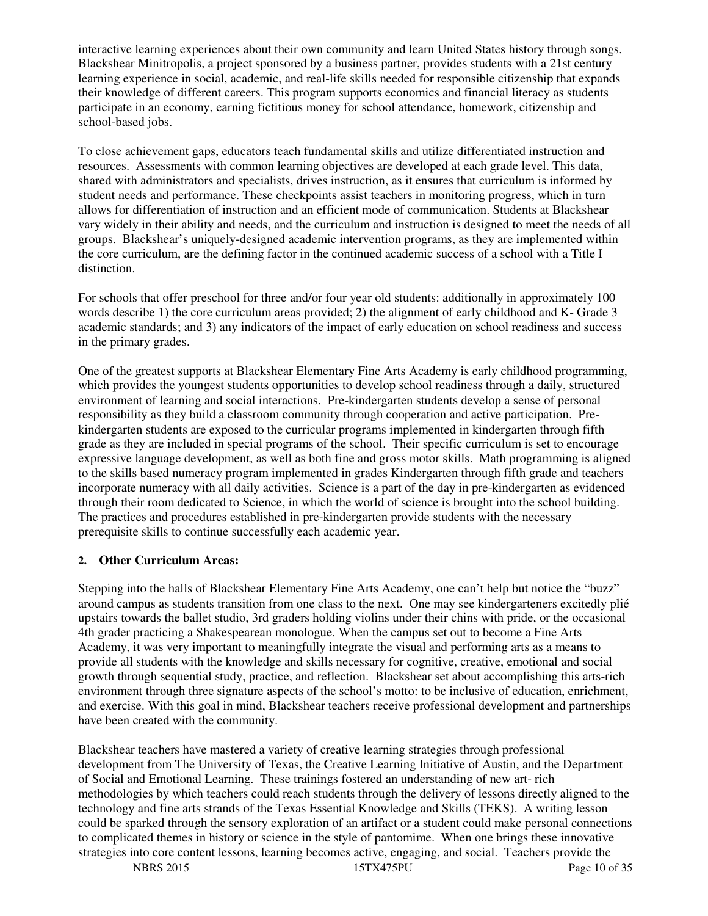interactive learning experiences about their own community and learn United States history through songs. Blackshear Minitropolis, a project sponsored by a business partner, provides students with a 21st century learning experience in social, academic, and real-life skills needed for responsible citizenship that expands their knowledge of different careers. This program supports economics and financial literacy as students participate in an economy, earning fictitious money for school attendance, homework, citizenship and school-based jobs.

To close achievement gaps, educators teach fundamental skills and utilize differentiated instruction and resources. Assessments with common learning objectives are developed at each grade level. This data, shared with administrators and specialists, drives instruction, as it ensures that curriculum is informed by student needs and performance. These checkpoints assist teachers in monitoring progress, which in turn allows for differentiation of instruction and an efficient mode of communication. Students at Blackshear vary widely in their ability and needs, and the curriculum and instruction is designed to meet the needs of all groups. Blackshear's uniquely-designed academic intervention programs, as they are implemented within the core curriculum, are the defining factor in the continued academic success of a school with a Title I distinction.

For schools that offer preschool for three and/or four year old students: additionally in approximately 100 words describe 1) the core curriculum areas provided; 2) the alignment of early childhood and K- Grade 3 academic standards; and 3) any indicators of the impact of early education on school readiness and success in the primary grades.

One of the greatest supports at Blackshear Elementary Fine Arts Academy is early childhood programming, which provides the youngest students opportunities to develop school readiness through a daily, structured environment of learning and social interactions. Pre-kindergarten students develop a sense of personal responsibility as they build a classroom community through cooperation and active participation. Pre-kindergarten students are exposed to the curricular programs implemented in kindergarten through fifth grade as they are included in special programs of the school. Their specific curriculum is set to encourage expressive language development, as well as both fine and gross motor skills. Math programming is aligned to the skills based numeracy program implemented in grades Kindergarten through fifth grade and teachers incorporate numeracy with all daily activities. Science is a part of the day in pre-kindergarten as evidenced through their room dedicated to Science, in which the world of science is brought into the school building. The practices and procedures established in pre-kindergarten provide students with the necessary prerequisite skills to continue successfully each academic year.

**2. Other Curriculum Areas:**

Stepping into the halls of Blackshear Elementary Fine Arts Academy, one can't help but notice the "buzz" around campus as students transition from one class to the next. One may see kindergarteners excitedly plié upstairs towards the ballet studio, 3rd graders holding violins under their chins with pride, or the occasional 4th grader practicing a Shakespearean monologue. When the campus set out to become a Fine Arts Academy, it was very important to meaningfully integrate the visual and performing arts as a means to provide all students with the knowledge and skills necessary for cognitive, creative, emotional and social growth through sequential study, practice, and reflection. Blackshear set about accomplishing this arts-rich environment through three signature aspects of the school's motto: to be inclusive of education, enrichment, and exercise. With this goal in mind, Blackshear teachers receive professional development and partnerships have been created with the community.

Blackshear teachers have mastered a variety of creative learning strategies through professional development from The University of Texas, the Creative Learning Initiative of Austin, and the Department of Social and Emotional Learning. These trainings fostered an understanding of new art- rich methodologies by which teachers could reach students through the delivery of lessons directly aligned to the technology and fine arts strands of the Texas Essential Knowledge and Skills (TEKS). A writing lesson could be sparked through the sensory exploration of an artifact or a student could make personal connections to complicated themes in history or science in the style of pantomime. When one brings these innovative strategies into core content lessons, learning becomes active, engaging, and social. Teachers provide the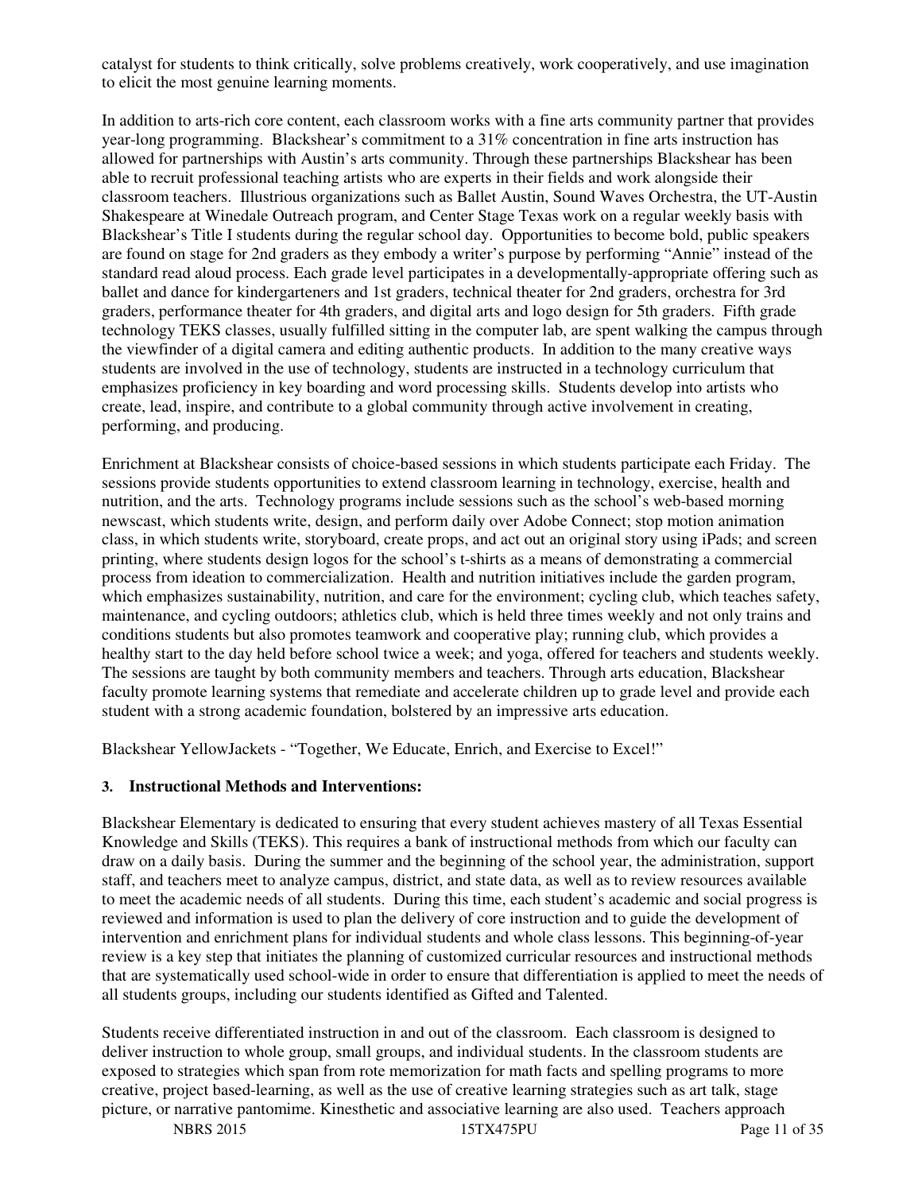catalyst for students to think critically, solve problems creatively, work cooperatively, and use imagination to elicit the most genuine learning moments.

In addition to arts-rich core content, each classroom works with a fine arts community partner that provides year-long programming. Blackshear's commitment to a 31% concentration in fine arts instruction has allowed for partnerships with Austin's arts community. Through these partnerships Blackshear has been able to recruit professional teaching artists who are experts in their fields and work alongside their classroom teachers. Illustrious organizations such as Ballet Austin, Sound Waves Orchestra, the UT-Austin Shakespeare at Winedale Outreach program, and Center Stage Texas work on a regular weekly basis with Blackshear's Title I students during the regular school day. Opportunities to become bold, public speakers are found on stage for 2nd graders as they embody a writer's purpose by performing "Annie" instead of the standard read aloud process. Each grade level participates in a developmentally-appropriate offering such as ballet and dance for kindergarteners and 1st graders, technical theater for 2nd graders, orchestra for 3rd graders, performance theater for 4th graders, and digital arts and logo design for 5th graders. Fifth grade technology TEKS classes, usually fulfilled sitting in the computer lab, are spent walking the campus through the viewfinder of a digital camera and editing authentic products. In addition to the many creative ways students are involved in the use of technology, students are instructed in a technology curriculum that emphasizes proficiency in key boarding and word processing skills. Students develop into artists who create, lead, inspire, and contribute to a global community through active involvement in creating, performing, and producing.

Enrichment at Blackshear consists of choice-based sessions in which students participate each Friday. The sessions provide students opportunities to extend classroom learning in technology, exercise, health and nutrition, and the arts. Technology programs include sessions such as the school's web-based morning newscast, which students write, design, and perform daily over Adobe Connect; stop motion animation class, in which students write, storyboard, create props, and act out an original story using iPads; and screen printing, where students design logos for the school's t-shirts as a means of demonstrating a commercial process from ideation to commercialization. Health and nutrition initiatives include the garden program, which emphasizes sustainability, nutrition, and care for the environment; cycling club, which teaches safety, maintenance, and cycling outdoors; athletics club, which is held three times weekly and not only trains and conditions students but also promotes teamwork and cooperative play; running club, which provides a healthy start to the day held before school twice a week; and yoga, offered for teachers and students weekly. The sessions are taught by both community members and teachers. Through arts education, Blackshear faculty promote learning systems that remediate and accelerate children up to grade level and provide each student with a strong academic foundation, bolstered by an impressive arts education.

Blackshear YellowJackets - "Together, We Educate, Enrich, and Exercise to Excel!"

### 3. Instructional Methods and Interventions:

Blackshear Elementary is dedicated to ensuring that every student achieves mastery of all Texas Essential Knowledge and Skills (TEKS). This requires a bank of instructional methods from which our faculty can draw on a daily basis. During the summer and the beginning of the school year, the administration, support staff, and teachers meet to analyze campus, district, and state data, as well as to review resources available to meet the academic needs of all students. During this time, each student's academic and social progress is reviewed and information is used to plan the delivery of core instruction and to guide the development of intervention and enrichment plans for individual students and whole class lessons. This beginning-of-year review is a key step that initiates the planning of customized curricular resources and instructional methods that are systematically used school-wide in order to ensure that differentiation is applied to meet the needs of all students groups, including our students identified as Gifted and Talented.

Students receive differentiated instruction in and out of the classroom. Each classroom is designed to deliver instruction to whole group, small groups, and individual students. In the classroom students are exposed to strategies which span from rote memorization for math facts and spelling programs to more creative, project based-learning, as well as the use of creative learning strategies such as art talk, stage picture, or narrative pantomime. Kinesthetic and associative learning are also used. Teachers approach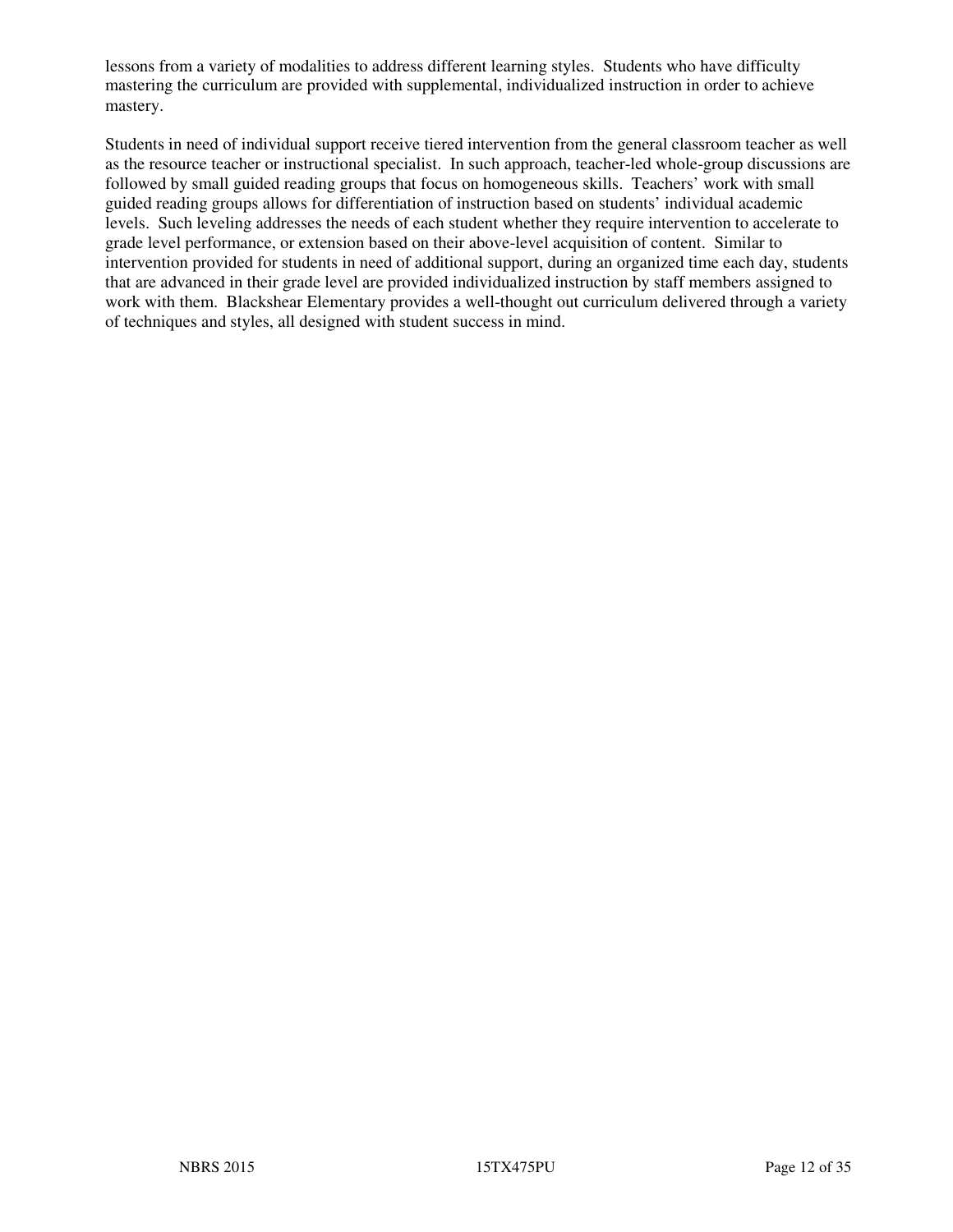lessons from a variety of modalities to address different learning styles. Students who have difficulty mastering the curriculum are provided with supplemental, individualized instruction in order to achieve mastery.

Students in need of individual support receive tiered intervention from the general classroom teacher as well as the resource teacher or instructional specialist. In such approach, teacher-led whole-group discussions are followed by small guided reading groups that focus on homogeneous skills. Teachers' work with small guided reading groups allows for differentiation of instruction based on students' individual academic levels. Such leveling addresses the needs of each student whether they require intervention to accelerate to grade level performance, or extension based on their above-level acquisition of content. Similar to intervention provided for students in need of additional support, during an organized time each day, students that are advanced in their grade level are provided individualized instruction by staff members assigned to work with them. Blackshear Elementary provides a well-thought out curriculum delivered through a variety of techniques and styles, all designed with student success in mind.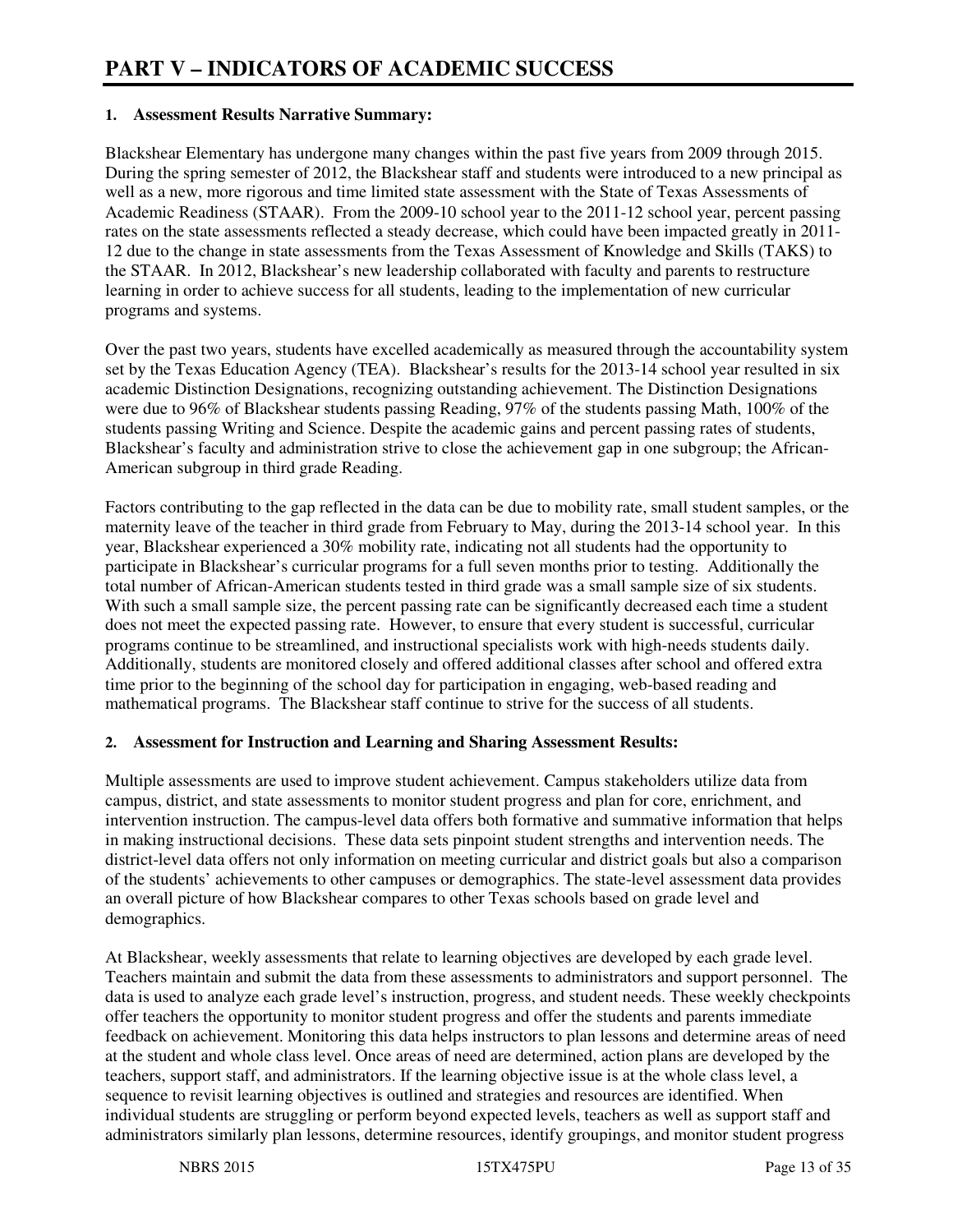# PART V – INDICATORS OF ACADEMIC SUCCESS

**1. Assessment Results Narrative Summary:**

Blackshear Elementary has undergone many changes within the past five years from 2009 through 2015. During the spring semester of 2012, the Blackshear staff and students were introduced to a new principal as well as a new, more rigorous and time limited state assessment with the State of Texas Assessments of Academic Readiness (STAAR). From the 2009-10 school year to the 2011-12 school year, percent passing rates on the state assessments reflected a steady decrease, which could have been impacted greatly in 2011-12 due to the change in state assessments from the Texas Assessment of Knowledge and Skills (TAKS) to the STAAR. In 2012, Blackshear's new leadership collaborated with faculty and parents to restructure learning in order to achieve success for all students, leading to the implementation of new curricular programs and systems.

Over the past two years, students have excelled academically as measured through the accountability system set by the Texas Education Agency (TEA). Blackshear's results for the 2013-14 school year resulted in six academic Distinction Designations, recognizing outstanding achievement. The Distinction Designations were due to 96% of Blackshear students passing Reading, 97% of the students passing Math, 100% of the students passing Writing and Science. Despite the academic gains and percent passing rates of students, Blackshear's faculty and administration strive to close the achievement gap in one subgroup; the African-American subgroup in third grade Reading.

Factors contributing to the gap reflected in the data can be due to mobility rate, small student samples, or the maternity leave of the teacher in third grade from February to May, during the 2013-14 school year. In this year, Blackshear experienced a 30% mobility rate, indicating not all students had the opportunity to participate in Blackshear's curricular programs for a full seven months prior to testing. Additionally the total number of African-American students tested in third grade was a small sample size of six students. With such a small sample size, the percent passing rate can be significantly decreased each time a student does not meet the expected passing rate. However, to ensure that every student is successful, curricular programs continue to be streamlined, and instructional specialists work with high-needs students daily. Additionally, students are monitored closely and offered additional classes after school and offered extra time prior to the beginning of the school day for participation in engaging, web-based reading and mathematical programs. The Blackshear staff continue to strive for the success of all students.

**2. Assessment for Instruction and Learning and Sharing Assessment Results:**

Multiple assessments are used to improve student achievement. Campus stakeholders utilize data from campus, district, and state assessments to monitor student progress and plan for core, enrichment, and intervention instruction. The campus-level data offers both formative and summative information that helps in making instructional decisions. These data sets pinpoint student strengths and intervention needs. The district-level data offers not only information on meeting curricular and district goals but also a comparison of the students' achievements to other campuses or demographics. The state-level assessment data provides an overall picture of how Blackshear compares to other Texas schools based on grade level and demographics.

At Blackshear, weekly assessments that relate to learning objectives are developed by each grade level. Teachers maintain and submit the data from these assessments to administrators and support personnel. The data is used to analyze each grade level's instruction, progress, and student needs. These weekly checkpoints offer teachers the opportunity to monitor student progress and offer the students and parents immediate feedback on achievement. Monitoring this data helps instructors to plan lessons and determine areas of need at the student and whole class level. Once areas of need are determined, action plans are developed by the teachers, support staff, and administrators. If the learning objective issue is at the whole class level, a sequence to revisit learning objectives is outlined and strategies and resources are identified. When individual students are struggling or perform beyond expected levels, teachers as well as support staff and administrators similarly plan lessons, determine resources, identify groupings, and monitor student progress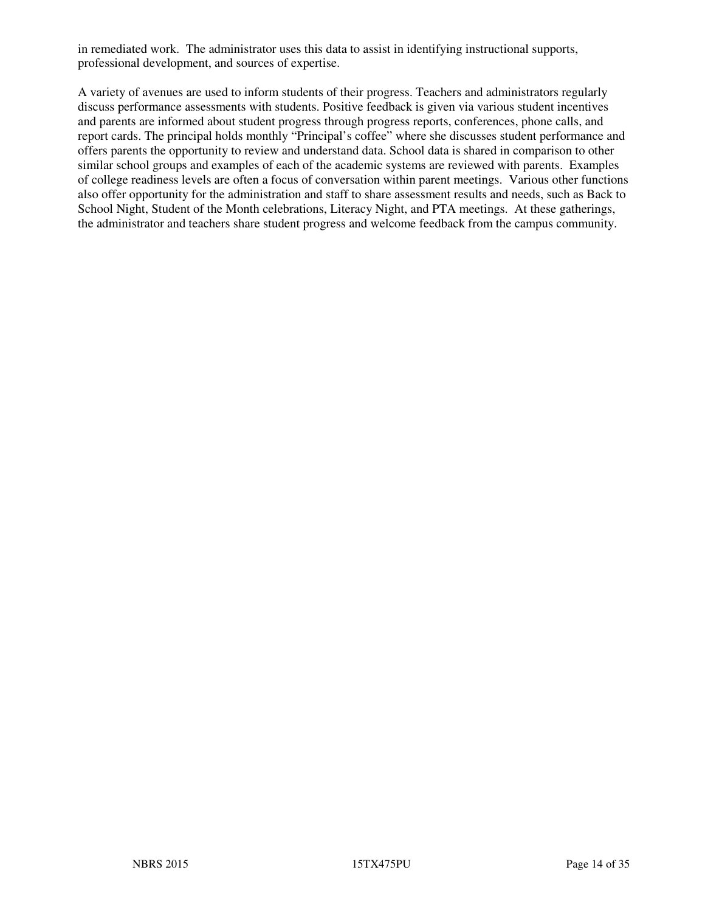in remediated work. The administrator uses this data to assist in identifying instructional supports, professional development, and sources of expertise.

A variety of avenues are used to inform students of their progress. Teachers and administrators regularly discuss performance assessments with students. Positive feedback is given via various student incentives and parents are informed about student progress through progress reports, conferences, phone calls, and report cards. The principal holds monthly "Principal's coffee" where she discusses student performance and offers parents the opportunity to review and understand data. School data is shared in comparison to other similar school groups and examples of each of the academic systems are reviewed with parents. Examples of college readiness levels are often a focus of conversation within parent meetings. Various other functions also offer opportunity for the administration and staff to share assessment results and needs, such as Back to School Night, Student of the Month celebrations, Literacy Night, and PTA meetings. At these gatherings, the administrator and teachers share student progress and welcome feedback from the campus community.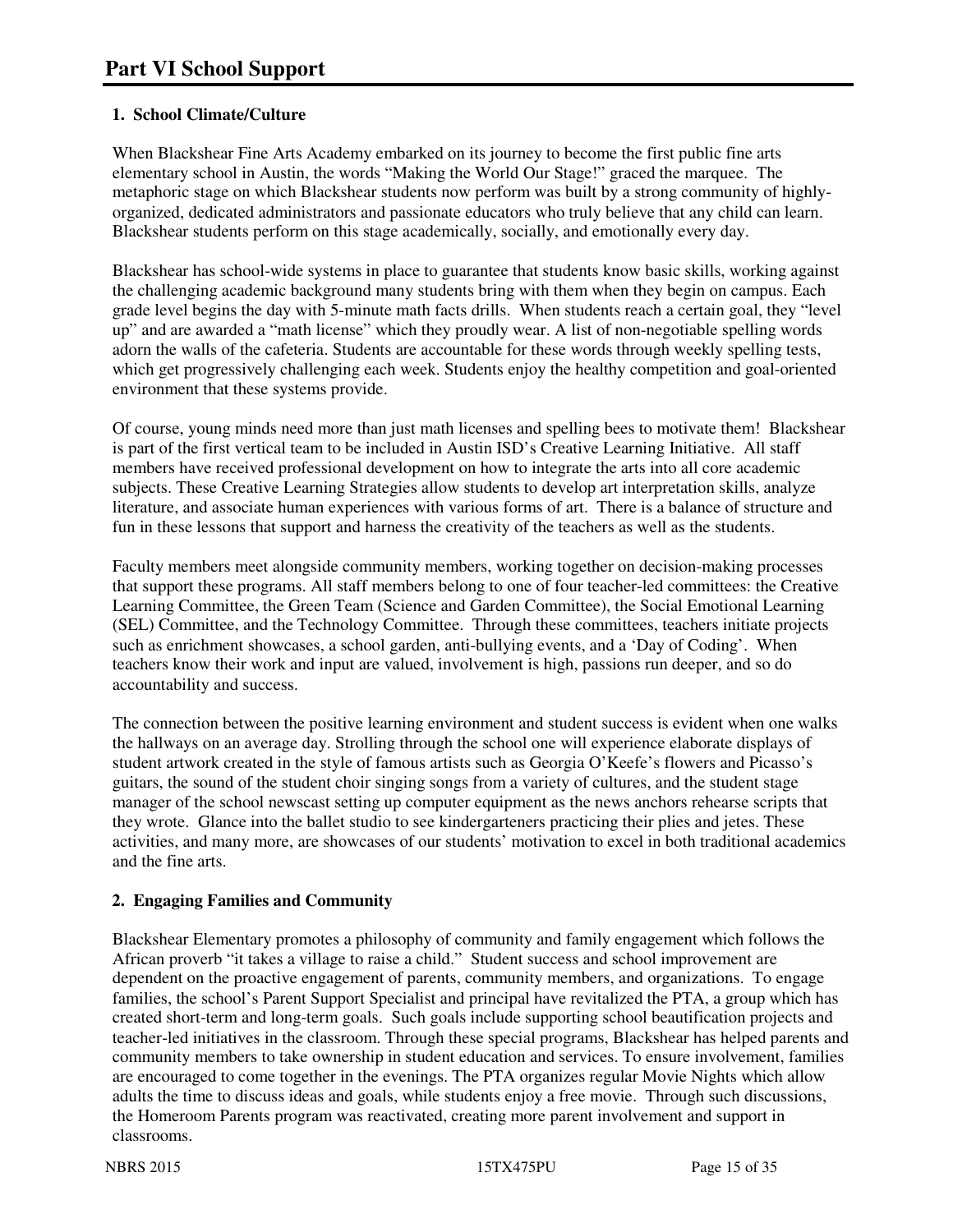# Part VI School Support

### 1. School Climate/Culture

When Blackshear Fine Arts Academy embarked on its journey to become the first public fine arts elementary school in Austin, the words "Making the World Our Stage!" graced the marquee. The metaphoric stage on which Blackshear students now perform was built by a strong community of highly-organized, dedicated administrators and passionate educators who truly believe that any child can learn. Blackshear students perform on this stage academically, socially, and emotionally every day.

Blackshear has school-wide systems in place to guarantee that students know basic skills, working against the challenging academic background many students bring with them when they begin on campus. Each grade level begins the day with 5-minute math facts drills. When students reach a certain goal, they "level up" and are awarded a "math license" which they proudly wear. A list of non-negotiable spelling words adorn the walls of the cafeteria. Students are accountable for these words through weekly spelling tests, which get progressively challenging each week. Students enjoy the healthy competition and goal-oriented environment that these systems provide.

Of course, young minds need more than just math licenses and spelling bees to motivate them! Blackshear is part of the first vertical team to be included in Austin ISD's Creative Learning Initiative. All staff members have received professional development on how to integrate the arts into all core academic subjects. These Creative Learning Strategies allow students to develop art interpretation skills, analyze literature, and associate human experiences with various forms of art. There is a balance of structure and fun in these lessons that support and harness the creativity of the teachers as well as the students.

Faculty members meet alongside community members, working together on decision-making processes that support these programs. All staff members belong to one of four teacher-led committees: the Creative Learning Committee, the Green Team (Science and Garden Committee), the Social Emotional Learning (SEL) Committee, and the Technology Committee. Through these committees, teachers initiate projects such as enrichment showcases, a school garden, anti-bullying events, and a 'Day of Coding'. When teachers know their work and input are valued, involvement is high, passions run deeper, and so do accountability and success.

The connection between the positive learning environment and student success is evident when one walks the hallways on an average day. Strolling through the school one will experience elaborate displays of student artwork created in the style of famous artists such as Georgia O'Keefe's flowers and Picasso's guitars, the sound of the student choir singing songs from a variety of cultures, and the student stage manager of the school newscast setting up computer equipment as the news anchors rehearse scripts that they wrote. Glance into the ballet studio to see kindergarteners practicing their plies and jetes. These activities, and many more, are showcases of our students' motivation to excel in both traditional academics and the fine arts.

### 2. Engaging Families and Community

Blackshear Elementary promotes a philosophy of community and family engagement which follows the African proverb "it takes a village to raise a child." Student success and school improvement are dependent on the proactive engagement of parents, community members, and organizations. To engage families, the school's Parent Support Specialist and principal have revitalized the PTA, a group which has created short-term and long-term goals. Such goals include supporting school beautification projects and teacher-led initiatives in the classroom. Through these special programs, Blackshear has helped parents and community members to take ownership in student education and services. To ensure involvement, families are encouraged to come together in the evenings. The PTA organizes regular Movie Nights which allow adults the time to discuss ideas and goals, while students enjoy a free movie. Through such discussions, the Homeroom Parents program was reactivated, creating more parent involvement and support in classrooms.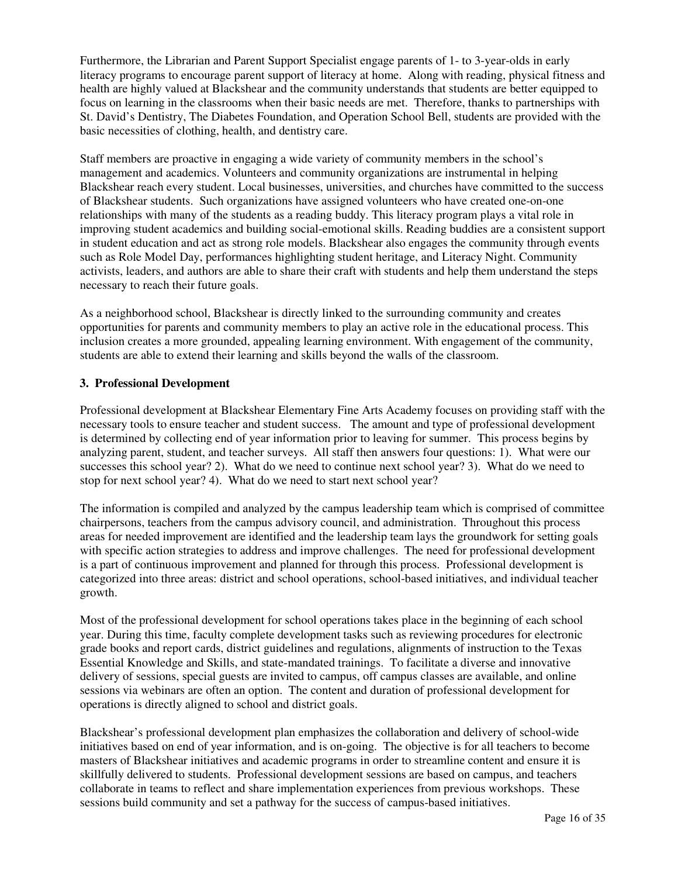Furthermore, the Librarian and Parent Support Specialist engage parents of 1- to 3-year-olds in early literacy programs to encourage parent support of literacy at home. Along with reading, physical fitness and health are highly valued at Blackshear and the community understands that students are better equipped to focus on learning in the classrooms when their basic needs are met. Therefore, thanks to partnerships with St. David's Dentistry, The Diabetes Foundation, and Operation School Bell, students are provided with the basic necessities of clothing, health, and dentistry care.

Staff members are proactive in engaging a wide variety of community members in the school's management and academics. Volunteers and community organizations are instrumental in helping Blackshear reach every student. Local businesses, universities, and churches have committed to the success of Blackshear students. Such organizations have assigned volunteers who have created one-on-one relationships with many of the students as a reading buddy. This literacy program plays a vital role in improving student academics and building social-emotional skills. Reading buddies are a consistent support in student education and act as strong role models. Blackshear also engages the community through events such as Role Model Day, performances highlighting student heritage, and Literacy Night. Community activists, leaders, and authors are able to share their craft with students and help them understand the steps necessary to reach their future goals.

As a neighborhood school, Blackshear is directly linked to the surrounding community and creates opportunities for parents and community members to play an active role in the educational process. This inclusion creates a more grounded, appealing learning environment. With engagement of the community, students are able to extend their learning and skills beyond the walls of the classroom.

### 3. Professional Development

Professional development at Blackshear Elementary Fine Arts Academy focuses on providing staff with the necessary tools to ensure teacher and student success. The amount and type of professional development is determined by collecting end of year information prior to leaving for summer. This process begins by analyzing parent, student, and teacher surveys. All staff then answers four questions: 1). What were our successes this school year? 2). What do we need to continue next school year? 3). What do we need to stop for next school year? 4). What do we need to start next school year?

The information is compiled and analyzed by the campus leadership team which is comprised of committee chairpersons, teachers from the campus advisory council, and administration. Throughout this process areas for needed improvement are identified and the leadership team lays the groundwork for setting goals with specific action strategies to address and improve challenges. The need for professional development is a part of continuous improvement and planned for through this process. Professional development is categorized into three areas: district and school operations, school-based initiatives, and individual teacher growth.

Most of the professional development for school operations takes place in the beginning of each school year. During this time, faculty complete development tasks such as reviewing procedures for electronic grade books and report cards, district guidelines and regulations, alignments of instruction to the Texas Essential Knowledge and Skills, and state-mandated trainings. To facilitate a diverse and innovative delivery of sessions, special guests are invited to campus, off campus classes are available, and online sessions via webinars are often an option. The content and duration of professional development for operations is directly aligned to school and district goals.

Blackshear's professional development plan emphasizes the collaboration and delivery of school-wide initiatives based on end of year information, and is on-going. The objective is for all teachers to become masters of Blackshear initiatives and academic programs in order to streamline content and ensure it is skillfully delivered to students. Professional development sessions are based on campus, and teachers collaborate in teams to reflect and share implementation experiences from previous workshops. These sessions build community and set a pathway for the success of campus-based initiatives.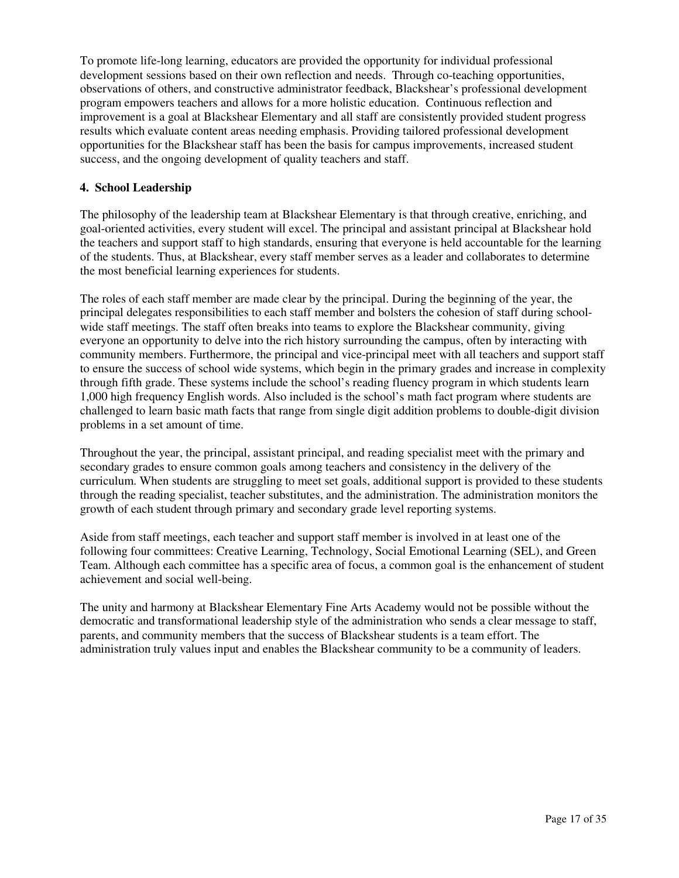To promote life-long learning, educators are provided the opportunity for individual professional development sessions based on their own reflection and needs. Through co-teaching opportunities, observations of others, and constructive administrator feedback, Blackshear's professional development program empowers teachers and allows for a more holistic education. Continuous reflection and improvement is a goal at Blackshear Elementary and all staff are consistently provided student progress results which evaluate content areas needing emphasis. Providing tailored professional development opportunities for the Blackshear staff has been the basis for campus improvements, increased student success, and the ongoing development of quality teachers and staff.

**4. School Leadership**

The philosophy of the leadership team at Blackshear Elementary is that through creative, enriching, and goal-oriented activities, every student will excel. The principal and assistant principal at Blackshear hold the teachers and support staff to high standards, ensuring that everyone is held accountable for the learning of the students. Thus, at Blackshear, every staff member serves as a leader and collaborates to determine the most beneficial learning experiences for students.

The roles of each staff member are made clear by the principal. During the beginning of the year, the principal delegates responsibilities to each staff member and bolsters the cohesion of staff during school-wide staff meetings. The staff often breaks into teams to explore the Blackshear community, giving everyone an opportunity to delve into the rich history surrounding the campus, often by interacting with community members. Furthermore, the principal and vice-principal meet with all teachers and support staff to ensure the success of school wide systems, which begin in the primary grades and increase in complexity through fifth grade. These systems include the school's reading fluency program in which students learn 1,000 high frequency English words. Also included is the school's math fact program where students are challenged to learn basic math facts that range from single digit addition problems to double-digit division problems in a set amount of time.

Throughout the year, the principal, assistant principal, and reading specialist meet with the primary and secondary grades to ensure common goals among teachers and consistency in the delivery of the curriculum. When students are struggling to meet set goals, additional support is provided to these students through the reading specialist, teacher substitutes, and the administration. The administration monitors the growth of each student through primary and secondary grade level reporting systems.

Aside from staff meetings, each teacher and support staff member is involved in at least one of the following four committees: Creative Learning, Technology, Social Emotional Learning (SEL), and Green Team. Although each committee has a specific area of focus, a common goal is the enhancement of student achievement and social well-being.

The unity and harmony at Blackshear Elementary Fine Arts Academy would not be possible without the democratic and transformational leadership style of the administration who sends a clear message to staff, parents, and community members that the success of Blackshear students is a team effort. The administration truly values input and enables the Blackshear community to be a community of leaders.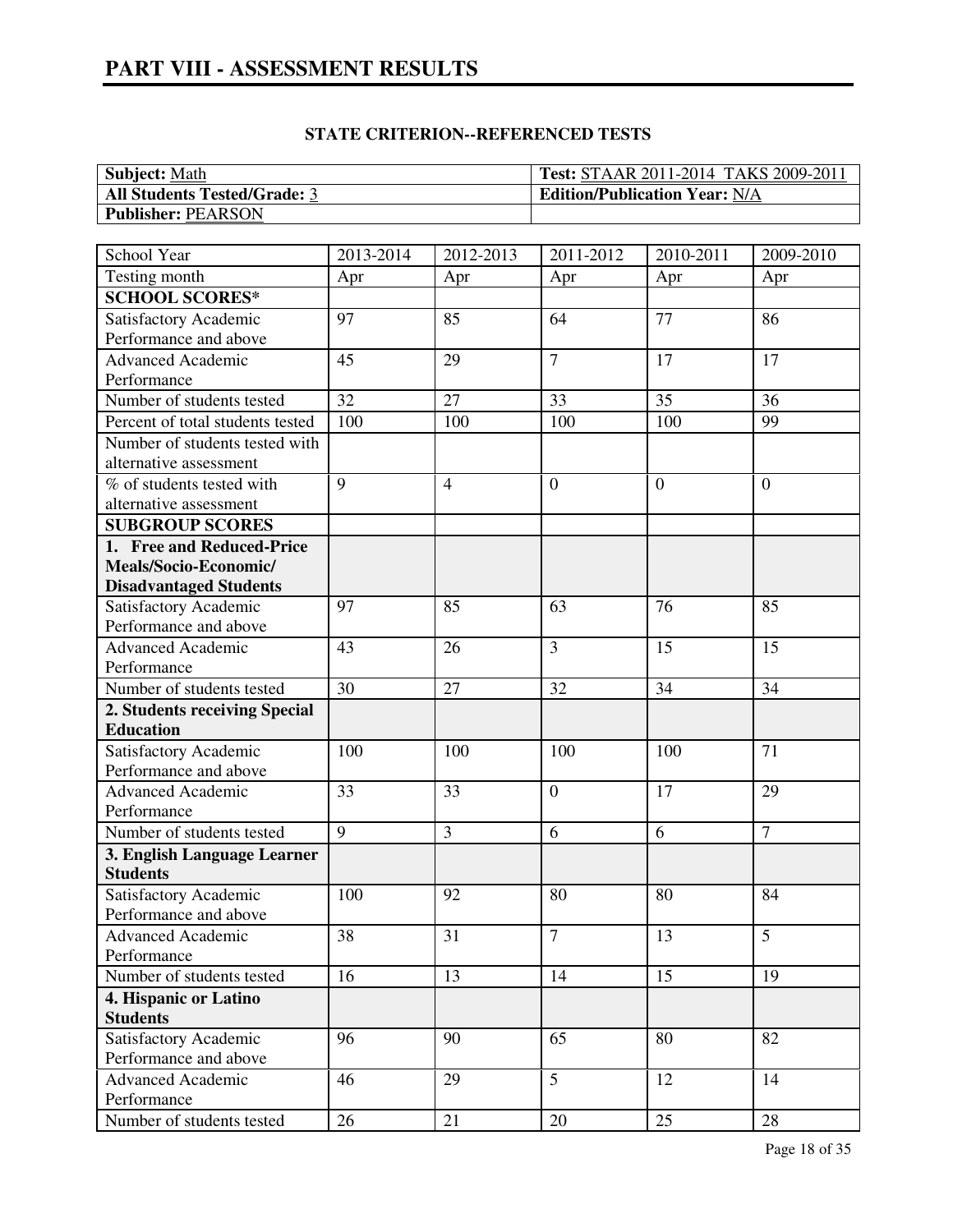# PART VIII - ASSESSMENT RESULTS

## STATE CRITERION--REFERENCED TESTS

| **Subject:** Math | **Test:** STAAR 2011-2014 TAKS 2009-2011 |
|---|---|
| **All Students Tested/Grade:** 3 | **Edition/Publication Year:** N/A |
| **Publisher:** PEARSON | |

| School Year | 2013-2014 | 2012-2013 | 2011-2012 | 2010-2011 | 2009-2010 |
|---|---|---|---|---|---|
| Testing month | Apr | Apr | Apr | Apr | Apr |
| **SCHOOL SCORES*** | | | | | |
| Satisfactory Academic Performance and above | 97 | 85 | 64 | 77 | 86 |
| Advanced Academic Performance | 45 | 29 | 7 | 17 | 17 |
| Number of students tested | 32 | 27 | 33 | 35 | 36 |
| Percent of total students tested | 100 | 100 | 100 | 100 | 99 |
| Number of students tested with alternative assessment | | | | | |
| % of students tested with alternative assessment | 9 | 4 | 0 | 0 | 0 |
| **SUBGROUP SCORES** | | | | | |
| **1. Free and Reduced-Price Meals/Socio-Economic/ Disadvantaged Students** | | | | | |
| Satisfactory Academic Performance and above | 97 | 85 | 63 | 76 | 85 |
| Advanced Academic Performance | 43 | 26 | 3 | 15 | 15 |
| Number of students tested | 30 | 27 | 32 | 34 | 34 |
| **2. Students receiving Special Education** | | | | | |
| Satisfactory Academic Performance and above | 100 | 100 | 100 | 100 | 71 |
| Advanced Academic Performance | 33 | 33 | 0 | 17 | 29 |
| Number of students tested | 9 | 3 | 6 | 6 | 7 |
| **3. English Language Learner Students** | | | | | |
| Satisfactory Academic Performance and above | 100 | 92 | 80 | 80 | 84 |
| Advanced Academic Performance | 38 | 31 | 7 | 13 | 5 |
| Number of students tested | 16 | 13 | 14 | 15 | 19 |
| **4. Hispanic or Latino Students** | | | | | |
| Satisfactory Academic Performance and above | 96 | 90 | 65 | 80 | 82 |
| Advanced Academic Performance | 46 | 29 | 5 | 12 | 14 |
| Number of students tested | 26 | 21 | 20 | 25 | 28 |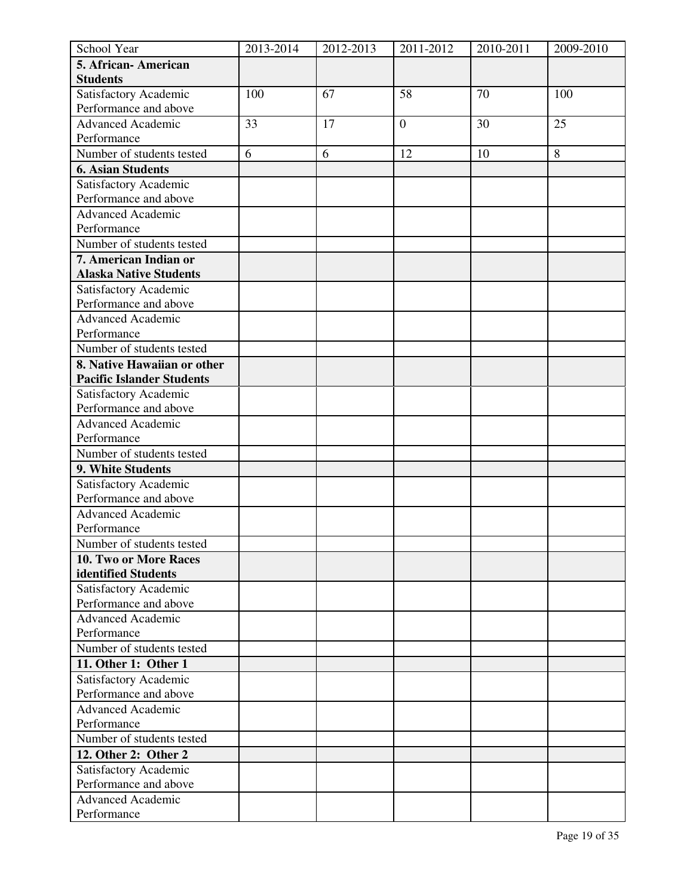| School Year | 2013-2014 | 2012-2013 | 2011-2012 | 2010-2011 | 2009-2010 |
|---|---|---|---|---|---|
| **5. African- American Students** | | | | | |
| Satisfactory Academic Performance and above | 100 | 67 | 58 | 70 | 100 |
| Advanced Academic Performance | 33 | 17 | 0 | 30 | 25 |
| Number of students tested | 6 | 6 | 12 | 10 | 8 |
| **6. Asian Students** | | | | | |
| Satisfactory Academic Performance and above | | | | | |
| Advanced Academic Performance | | | | | |
| Number of students tested | | | | | |
| **7. American Indian or Alaska Native Students** | | | | | |
| Satisfactory Academic Performance and above | | | | | |
| Advanced Academic Performance | | | | | |
| Number of students tested | | | | | |
| **8. Native Hawaiian or other Pacific Islander Students** | | | | | |
| Satisfactory Academic Performance and above | | | | | |
| Advanced Academic Performance | | | | | |
| Number of students tested | | | | | |
| **9. White Students** | | | | | |
| Satisfactory Academic Performance and above | | | | | |
| Advanced Academic Performance | | | | | |
| Number of students tested | | | | | |
| **10. Two or More Races identified Students** | | | | | |
| Satisfactory Academic Performance and above | | | | | |
| Advanced Academic Performance | | | | | |
| Number of students tested | | | | | |
| **11. Other 1: Other 1** | | | | | |
| Satisfactory Academic Performance and above | | | | | |
| Advanced Academic Performance | | | | | |
| Number of students tested | | | | | |
| **12. Other 2: Other 2** | | | | | |
| Satisfactory Academic Performance and above | | | | | |
| Advanced Academic Performance | | | | | |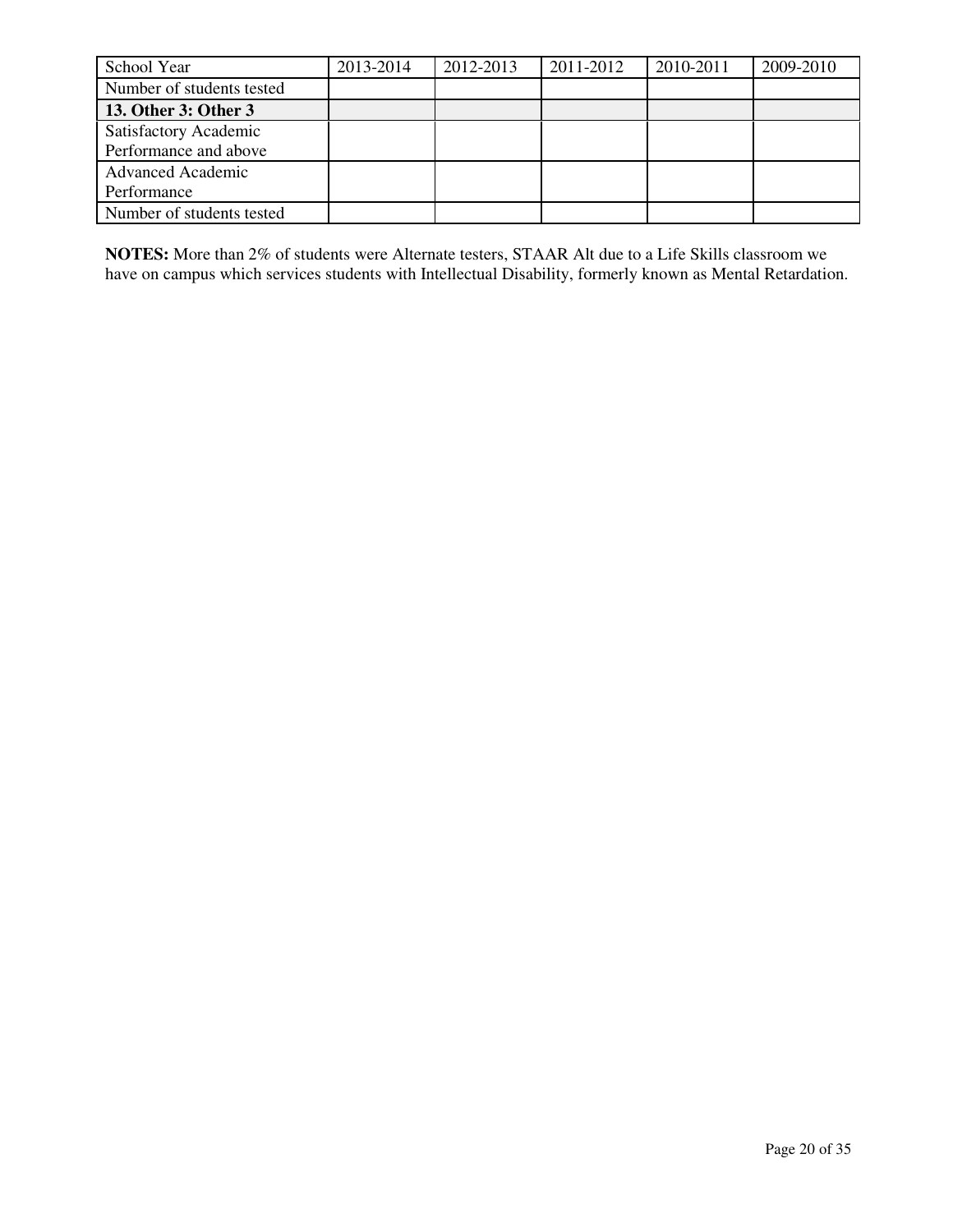| School Year | 2013-2014 | 2012-2013 | 2011-2012 | 2010-2011 | 2009-2010 |
|---|---|---|---|---|---|
| Number of students tested | | | | | |
| **13. Other 3: Other 3** | | | | | |
| Satisfactory Academic Performance and above | | | | | |
| Advanced Academic Performance | | | | | |
| Number of students tested | | | | | |

**NOTES:** More than 2% of students were Alternate testers, STAAR Alt due to a Life Skills classroom we have on campus which services students with Intellectual Disability, formerly known as Mental Retardation.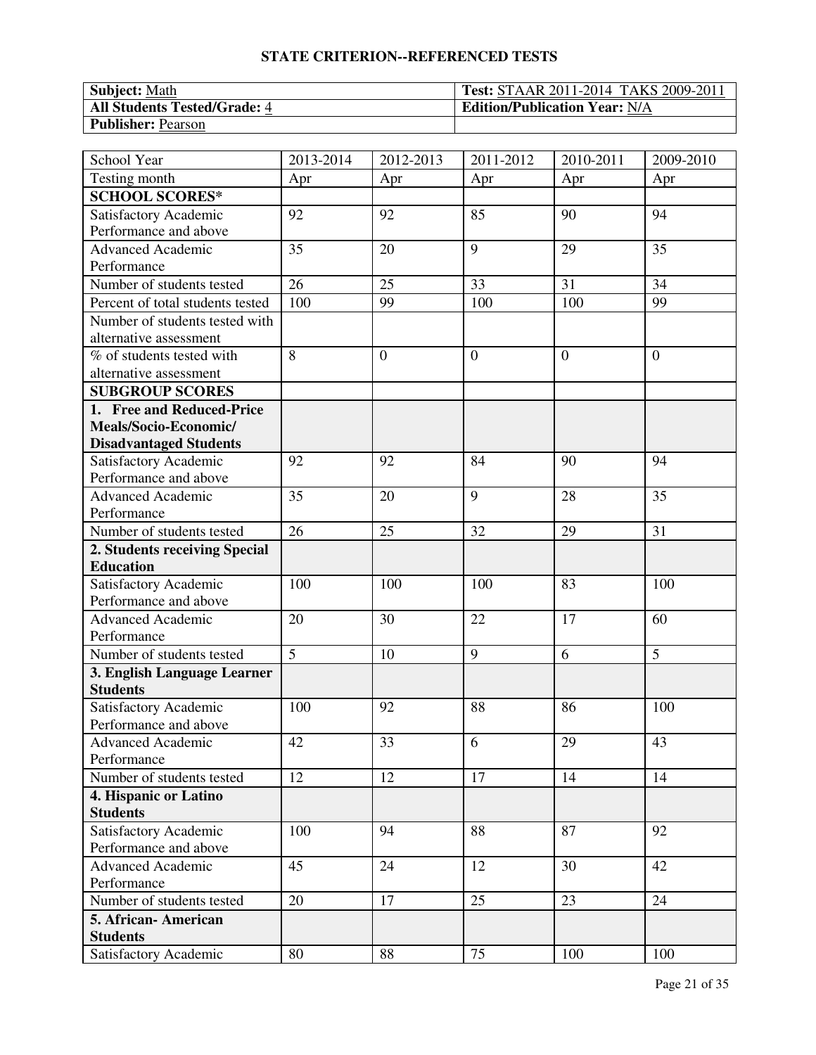## STATE CRITERION--REFERENCED TESTS

| **Subject:** Math | **Test:** STAAR 2011-2014 TAKS 2009-2011 |
|---|---|
| **All Students Tested/Grade:** 4 | **Edition/Publication Year:** N/A |
| **Publisher:** Pearson | |

| School Year | 2013-2014 | 2012-2013 | 2011-2012 | 2010-2011 | 2009-2010 |
|---|---|---|---|---|---|
| Testing month | Apr | Apr | Apr | Apr | Apr |
| **SCHOOL SCORES*** | | | | | |
| Satisfactory Academic Performance and above | 92 | 92 | 85 | 90 | 94 |
| Advanced Academic Performance | 35 | 20 | 9 | 29 | 35 |
| Number of students tested | 26 | 25 | 33 | 31 | 34 |
| Percent of total students tested | 100 | 99 | 100 | 100 | 99 |
| Number of students tested with alternative assessment | | | | | |
| % of students tested with alternative assessment | 8 | 0 | 0 | 0 | 0 |
| **SUBGROUP SCORES** | | | | | |
| **1. Free and Reduced-Price Meals/Socio-Economic/ Disadvantaged Students** | | | | | |
| Satisfactory Academic Performance and above | 92 | 92 | 84 | 90 | 94 |
| Advanced Academic Performance | 35 | 20 | 9 | 28 | 35 |
| Number of students tested | 26 | 25 | 32 | 29 | 31 |
| **2. Students receiving Special Education** | | | | | |
| Satisfactory Academic Performance and above | 100 | 100 | 100 | 83 | 100 |
| Advanced Academic Performance | 20 | 30 | 22 | 17 | 60 |
| Number of students tested | 5 | 10 | 9 | 6 | 5 |
| **3. English Language Learner Students** | | | | | |
| Satisfactory Academic Performance and above | 100 | 92 | 88 | 86 | 100 |
| Advanced Academic Performance | 42 | 33 | 6 | 29 | 43 |
| Number of students tested | 12 | 12 | 17 | 14 | 14 |
| **4. Hispanic or Latino Students** | | | | | |
| Satisfactory Academic Performance and above | 100 | 94 | 88 | 87 | 92 |
| Advanced Academic Performance | 45 | 24 | 12 | 30 | 42 |
| Number of students tested | 20 | 17 | 25 | 23 | 24 |
| **5. African- American Students** | | | | | |
| Satisfactory Academic | 80 | 88 | 75 | 100 | 100 |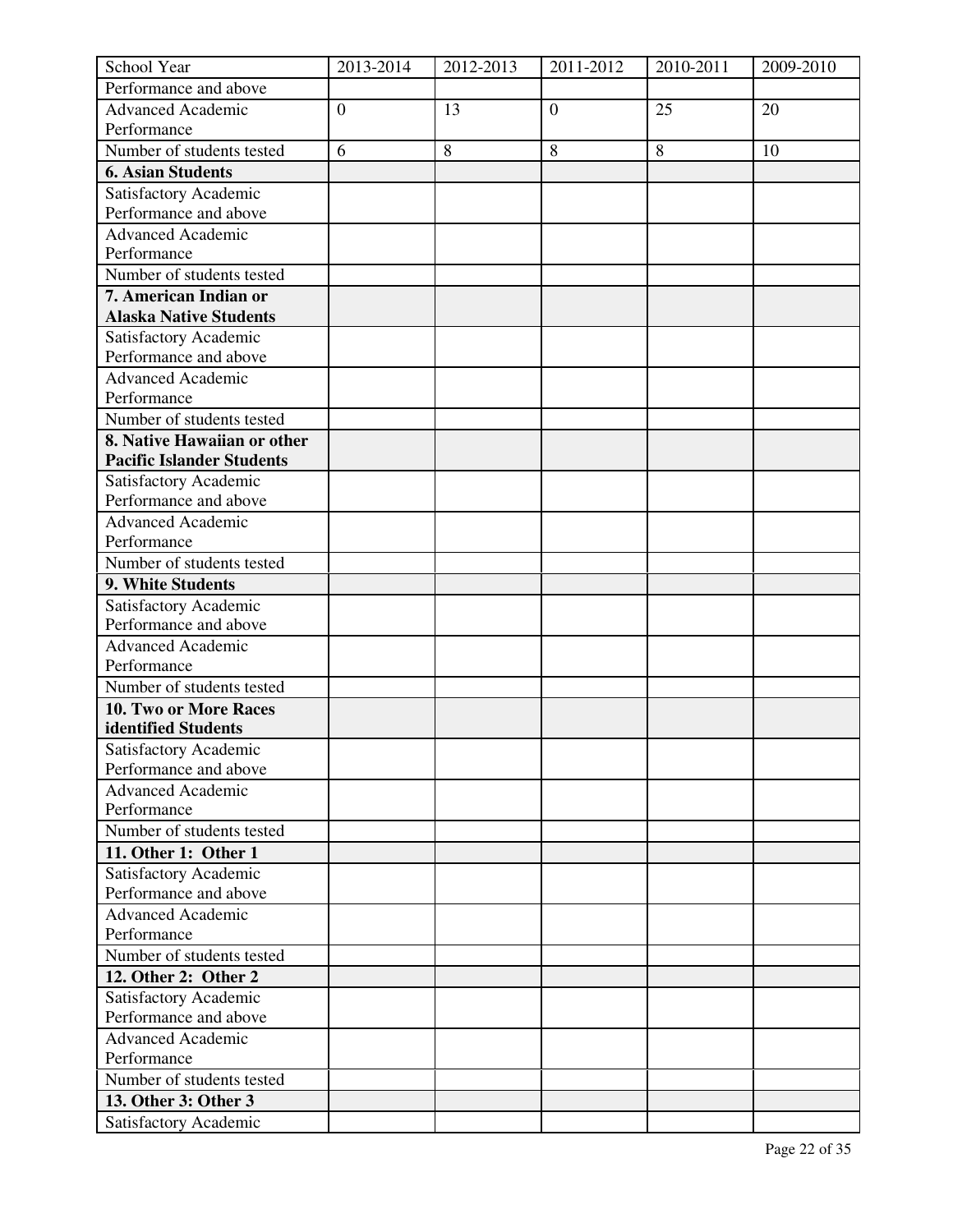| School Year | 2013-2014 | 2012-2013 | 2011-2012 | 2010-2011 | 2009-2010 |
|---|---|---|---|---|---|
| Performance and above | | | | | |
| Advanced Academic Performance | 0 | 13 | 0 | 25 | 20 |
| Number of students tested | 6 | 8 | 8 | 8 | 10 |
| **6. Asian Students** | | | | | |
| Satisfactory Academic Performance and above | | | | | |
| Advanced Academic Performance | | | | | |
| Number of students tested | | | | | |
| **7. American Indian or Alaska Native Students** | | | | | |
| Satisfactory Academic Performance and above | | | | | |
| Advanced Academic Performance | | | | | |
| Number of students tested | | | | | |
| **8. Native Hawaiian or other Pacific Islander Students** | | | | | |
| Satisfactory Academic Performance and above | | | | | |
| Advanced Academic Performance | | | | | |
| Number of students tested | | | | | |
| **9. White Students** | | | | | |
| Satisfactory Academic Performance and above | | | | | |
| Advanced Academic Performance | | | | | |
| Number of students tested | | | | | |
| **10. Two or More Races identified Students** | | | | | |
| Satisfactory Academic Performance and above | | | | | |
| Advanced Academic Performance | | | | | |
| Number of students tested | | | | | |
| **11. Other 1: Other 1** | | | | | |
| Satisfactory Academic Performance and above | | | | | |
| Advanced Academic Performance | | | | | |
| Number of students tested | | | | | |
| **12. Other 2: Other 2** | | | | | |
| Satisfactory Academic Performance and above | | | | | |
| Advanced Academic Performance | | | | | |
| Number of students tested | | | | | |
| **13. Other 3: Other 3** | | | | | |
| Satisfactory Academic | | | | | |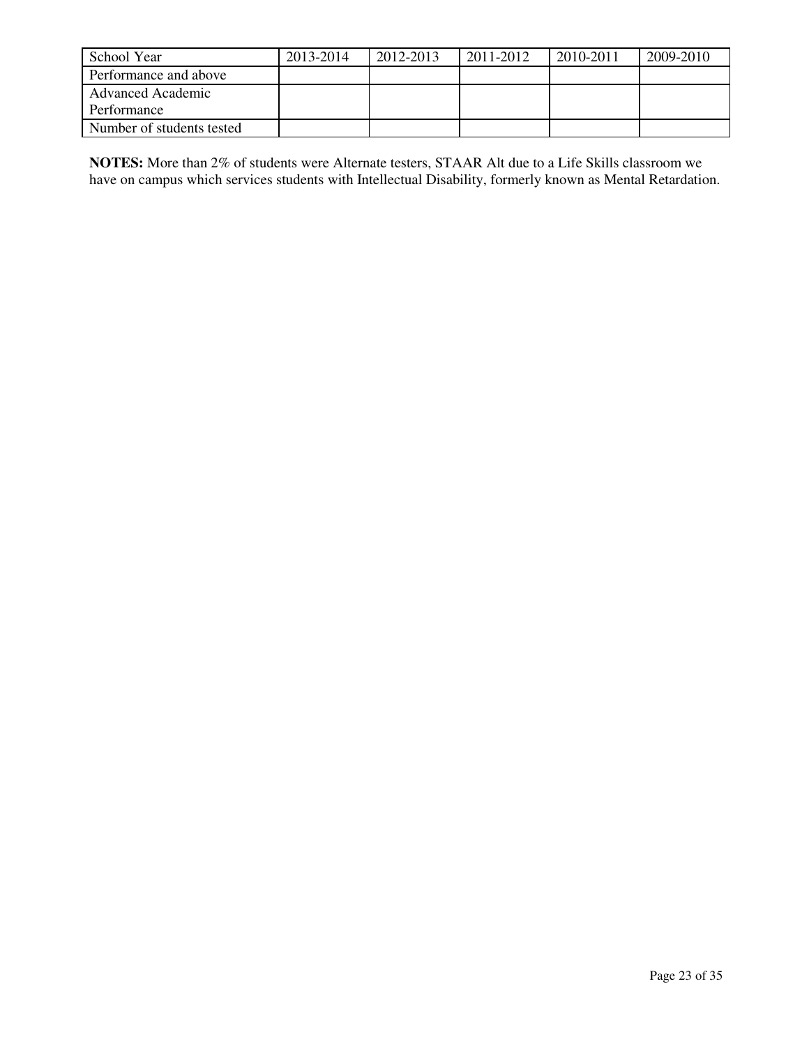| School Year | 2013-2014 | 2012-2013 | 2011-2012 | 2010-2011 | 2009-2010 |
|---|---|---|---|---|---|
| Performance and above | | | | | |
| Advanced Academic Performance | | | | | |
| Number of students tested | | | | | |

**NOTES:** More than 2% of students were Alternate testers, STAAR Alt due to a Life Skills classroom we have on campus which services students with Intellectual Disability, formerly known as Mental Retardation.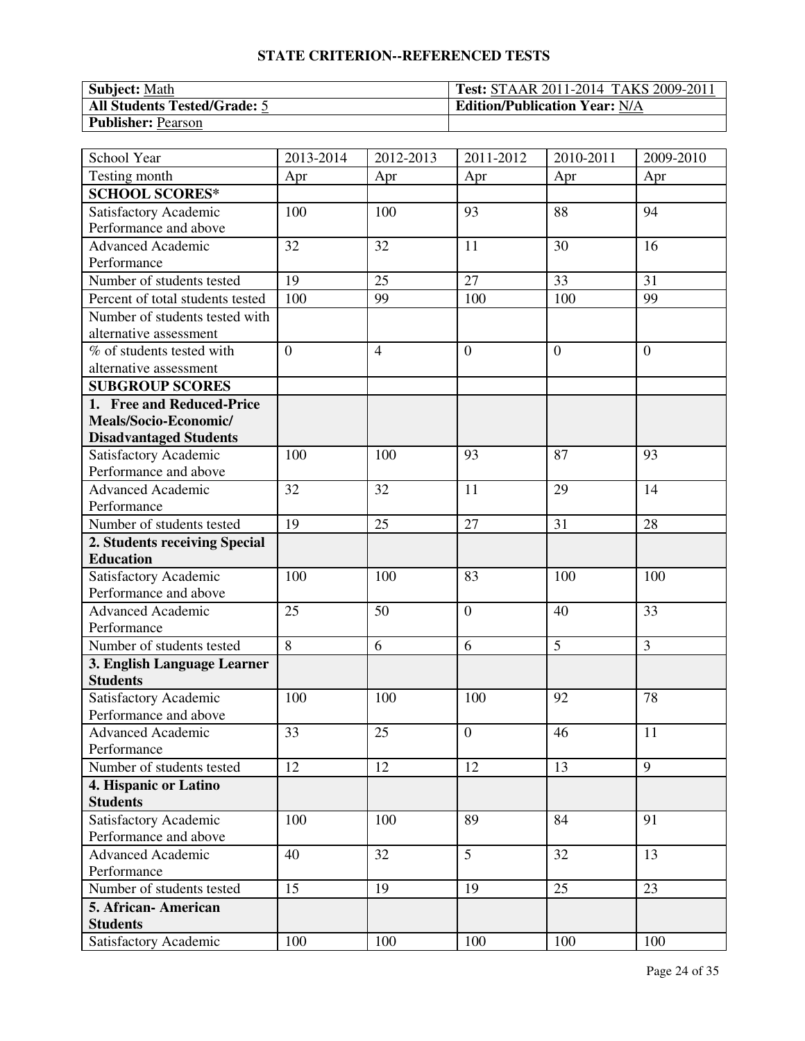# STATE CRITERION--REFERENCED TESTS

| **Subject:** Math | **Test:** STAAR 2011-2014 TAKS 2009-2011 |
| --- | --- |
| **All Students Tested/Grade:** 5 | **Edition/Publication Year:** N/A |
| **Publisher:** Pearson | |

| School Year | 2013-2014 | 2012-2013 | 2011-2012 | 2010-2011 | 2009-2010 |
| --- | --- | --- | --- | --- | --- |
| Testing month | Apr | Apr | Apr | Apr | Apr |
| **SCHOOL SCORES*** | | | | | |
| Satisfactory Academic Performance and above | 100 | 100 | 93 | 88 | 94 |
| Advanced Academic Performance | 32 | 32 | 11 | 30 | 16 |
| Number of students tested | 19 | 25 | 27 | 33 | 31 |
| Percent of total students tested | 100 | 99 | 100 | 100 | 99 |
| Number of students tested with alternative assessment | | | | | |
| % of students tested with alternative assessment | 0 | 4 | 0 | 0 | 0 |
| **SUBGROUP SCORES** | | | | | |
| **1. Free and Reduced-Price Meals/Socio-Economic/ Disadvantaged Students** | | | | | |
| Satisfactory Academic Performance and above | 100 | 100 | 93 | 87 | 93 |
| Advanced Academic Performance | 32 | 32 | 11 | 29 | 14 |
| Number of students tested | 19 | 25 | 27 | 31 | 28 |
| **2. Students receiving Special Education** | | | | | |
| Satisfactory Academic Performance and above | 100 | 100 | 83 | 100 | 100 |
| Advanced Academic Performance | 25 | 50 | 0 | 40 | 33 |
| Number of students tested | 8 | 6 | 6 | 5 | 3 |
| **3. English Language Learner Students** | | | | | |
| Satisfactory Academic Performance and above | 100 | 100 | 100 | 92 | 78 |
| Advanced Academic Performance | 33 | 25 | 0 | 46 | 11 |
| Number of students tested | 12 | 12 | 12 | 13 | 9 |
| **4. Hispanic or Latino Students** | | | | | |
| Satisfactory Academic Performance and above | 100 | 100 | 89 | 84 | 91 |
| Advanced Academic Performance | 40 | 32 | 5 | 32 | 13 |
| Number of students tested | 15 | 19 | 19 | 25 | 23 |
| **5. African- American Students** | | | | | |
| Satisfactory Academic | 100 | 100 | 100 | 100 | 100 |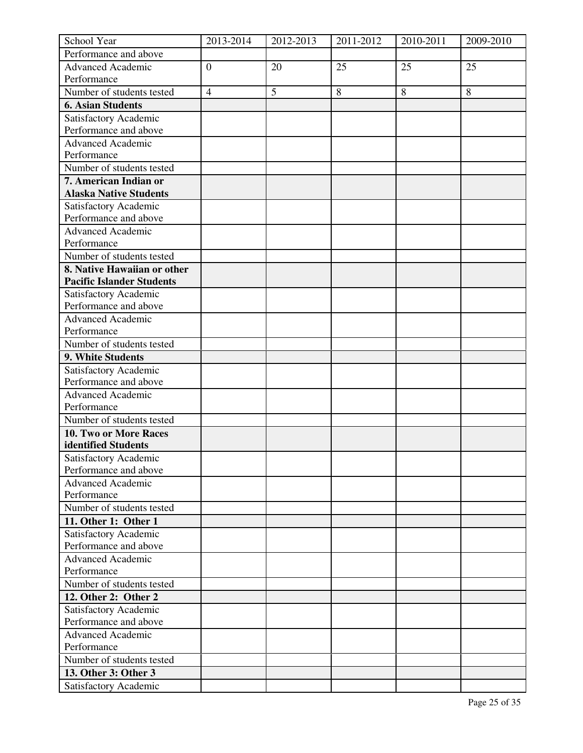| School Year | 2013-2014 | 2012-2013 | 2011-2012 | 2010-2011 | 2009-2010 |
|---|---|---|---|---|---|
| Performance and above | | | | | |
| Advanced Academic Performance | 0 | 20 | 25 | 25 | 25 |
| Number of students tested | 4 | 5 | 8 | 8 | 8 |
| **6. Asian Students** | | | | | |
| Satisfactory Academic Performance and above | | | | | |
| Advanced Academic Performance | | | | | |
| Number of students tested | | | | | |
| **7. American Indian or Alaska Native Students** | | | | | |
| Satisfactory Academic Performance and above | | | | | |
| Advanced Academic Performance | | | | | |
| Number of students tested | | | | | |
| **8. Native Hawaiian or other Pacific Islander Students** | | | | | |
| Satisfactory Academic Performance and above | | | | | |
| Advanced Academic Performance | | | | | |
| Number of students tested | | | | | |
| **9. White Students** | | | | | |
| Satisfactory Academic Performance and above | | | | | |
| Advanced Academic Performance | | | | | |
| Number of students tested | | | | | |
| **10. Two or More Races identified Students** | | | | | |
| Satisfactory Academic Performance and above | | | | | |
| Advanced Academic Performance | | | | | |
| Number of students tested | | | | | |
| **11. Other 1: Other 1** | | | | | |
| Satisfactory Academic Performance and above | | | | | |
| Advanced Academic Performance | | | | | |
| Number of students tested | | | | | |
| **12. Other 2: Other 2** | | | | | |
| Satisfactory Academic Performance and above | | | | | |
| Advanced Academic Performance | | | | | |
| Number of students tested | | | | | |
| **13. Other 3: Other 3** | | | | | |
| Satisfactory Academic | | | | | |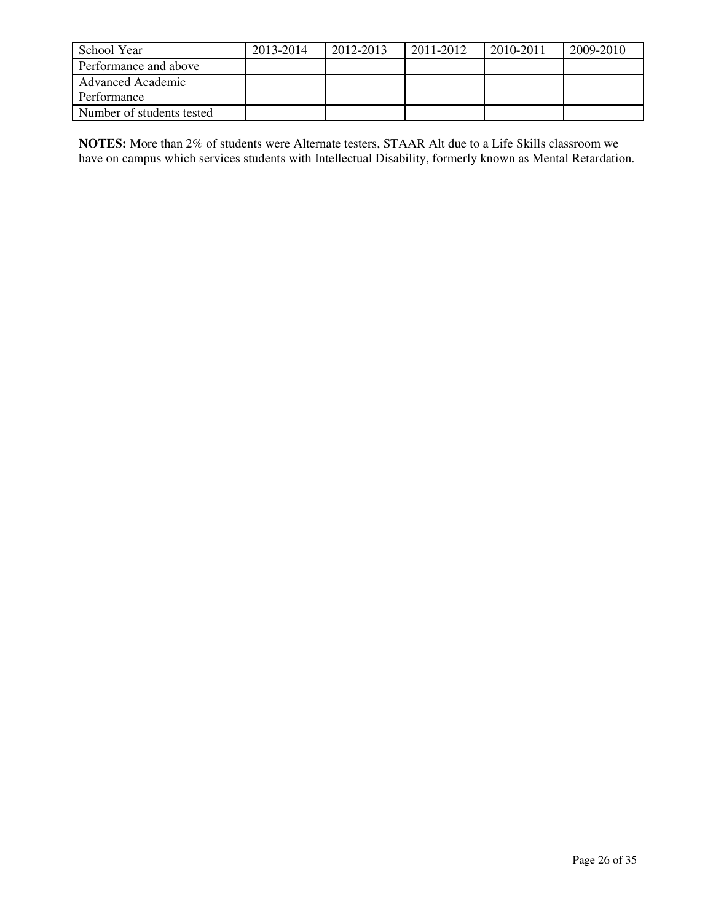| School Year | 2013-2014 | 2012-2013 | 2011-2012 | 2010-2011 | 2009-2010 |
|---|---|---|---|---|---|
| Performance and above | | | | | |
| Advanced Academic Performance | | | | | |
| Number of students tested | | | | | |

**NOTES:** More than 2% of students were Alternate testers, STAAR Alt due to a Life Skills classroom we have on campus which services students with Intellectual Disability, formerly known as Mental Retardation.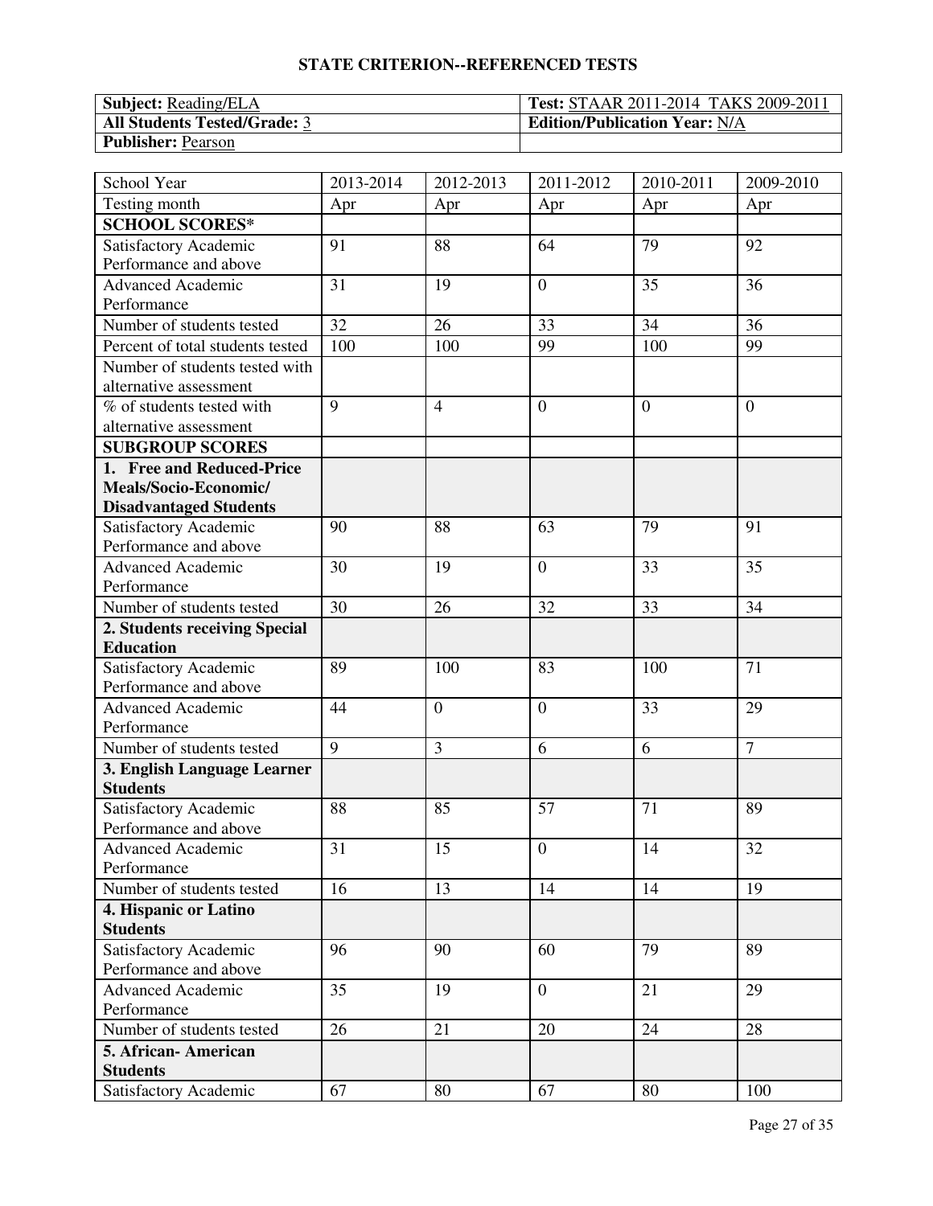## STATE CRITERION--REFERENCED TESTS

| **Subject:** Reading/ELA | **Test:** STAAR 2011-2014 TAKS 2009-2011 |
|---|---|
| **All Students Tested/Grade:** 3 | **Edition/Publication Year:** N/A |
| **Publisher:** Pearson | |

| School Year | 2013-2014 | 2012-2013 | 2011-2012 | 2010-2011 | 2009-2010 |
|---|---|---|---|---|---|
| Testing month | Apr | Apr | Apr | Apr | Apr |
| **SCHOOL SCORES*** | | | | | |
| Satisfactory Academic Performance and above | 91 | 88 | 64 | 79 | 92 |
| Advanced Academic Performance | 31 | 19 | 0 | 35 | 36 |
| Number of students tested | 32 | 26 | 33 | 34 | 36 |
| Percent of total students tested | 100 | 100 | 99 | 100 | 99 |
| Number of students tested with alternative assessment | | | | | |
| % of students tested with alternative assessment | 9 | 4 | 0 | 0 | 0 |
| **SUBGROUP SCORES** | | | | | |
| **1. Free and Reduced-Price Meals/Socio-Economic/ Disadvantaged Students** | | | | | |
| Satisfactory Academic Performance and above | 90 | 88 | 63 | 79 | 91 |
| Advanced Academic Performance | 30 | 19 | 0 | 33 | 35 |
| Number of students tested | 30 | 26 | 32 | 33 | 34 |
| **2. Students receiving Special Education** | | | | | |
| Satisfactory Academic Performance and above | 89 | 100 | 83 | 100 | 71 |
| Advanced Academic Performance | 44 | 0 | 0 | 33 | 29 |
| Number of students tested | 9 | 3 | 6 | 6 | 7 |
| **3. English Language Learner Students** | | | | | |
| Satisfactory Academic Performance and above | 88 | 85 | 57 | 71 | 89 |
| Advanced Academic Performance | 31 | 15 | 0 | 14 | 32 |
| Number of students tested | 16 | 13 | 14 | 14 | 19 |
| **4. Hispanic or Latino Students** | | | | | |
| Satisfactory Academic Performance and above | 96 | 90 | 60 | 79 | 89 |
| Advanced Academic Performance | 35 | 19 | 0 | 21 | 29 |
| Number of students tested | 26 | 21 | 20 | 24 | 28 |
| **5. African- American Students** | | | | | |
| Satisfactory Academic | 67 | 80 | 67 | 80 | 100 |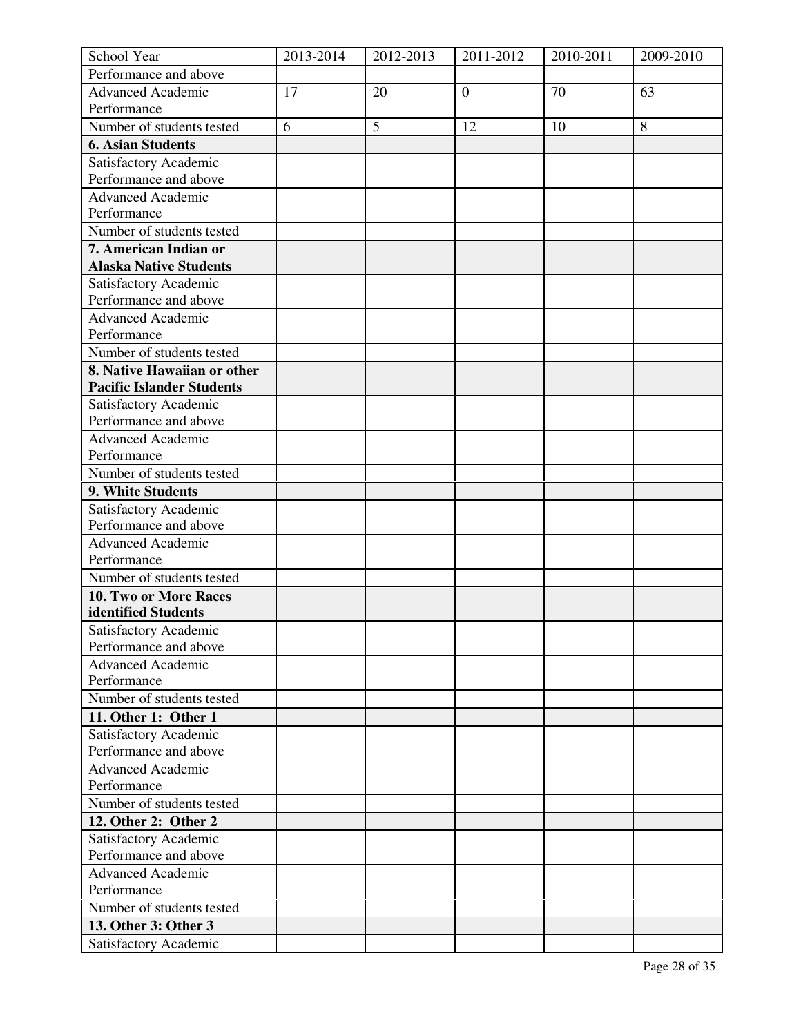| School Year | 2013-2014 | 2012-2013 | 2011-2012 | 2010-2011 | 2009-2010 |
|---|---|---|---|---|---|
| Performance and above | | | | | |
| Advanced Academic Performance | 17 | 20 | 0 | 70 | 63 |
| Number of students tested | 6 | 5 | 12 | 10 | 8 |
| **6. Asian Students** | | | | | |
| Satisfactory Academic Performance and above | | | | | |
| Advanced Academic Performance | | | | | |
| Number of students tested | | | | | |
| **7. American Indian or Alaska Native Students** | | | | | |
| Satisfactory Academic Performance and above | | | | | |
| Advanced Academic Performance | | | | | |
| Number of students tested | | | | | |
| **8. Native Hawaiian or other Pacific Islander Students** | | | | | |
| Satisfactory Academic Performance and above | | | | | |
| Advanced Academic Performance | | | | | |
| Number of students tested | | | | | |
| **9. White Students** | | | | | |
| Satisfactory Academic Performance and above | | | | | |
| Advanced Academic Performance | | | | | |
| Number of students tested | | | | | |
| **10. Two or More Races identified Students** | | | | | |
| Satisfactory Academic Performance and above | | | | | |
| Advanced Academic Performance | | | | | |
| Number of students tested | | | | | |
| **11. Other 1: Other 1** | | | | | |
| Satisfactory Academic Performance and above | | | | | |
| Advanced Academic Performance | | | | | |
| Number of students tested | | | | | |
| **12. Other 2: Other 2** | | | | | |
| Satisfactory Academic Performance and above | | | | | |
| Advanced Academic Performance | | | | | |
| Number of students tested | | | | | |
| **13. Other 3: Other 3** | | | | | |
| Satisfactory Academic | | | | | |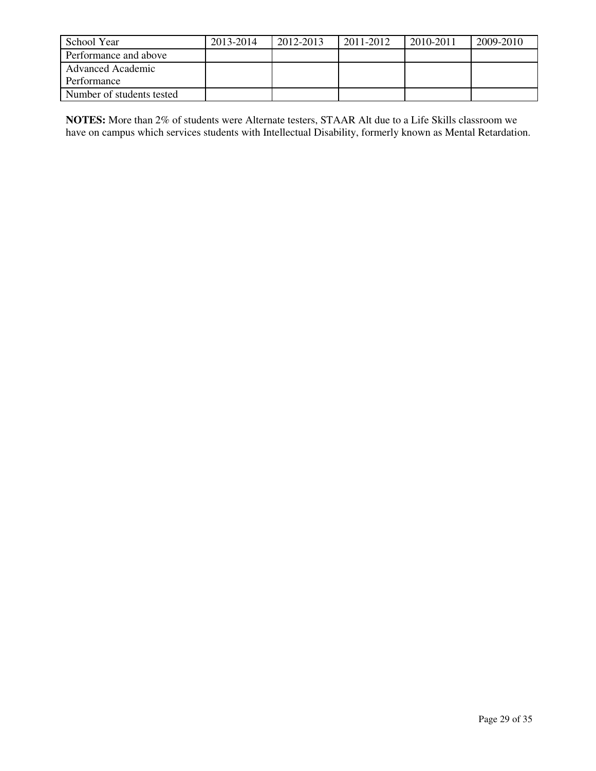| School Year | 2013-2014 | 2012-2013 | 2011-2012 | 2010-2011 | 2009-2010 |
|---|---|---|---|---|---|
| Performance and above | | | | | |
| Advanced Academic Performance | | | | | |
| Number of students tested | | | | | |

**NOTES:** More than 2% of students were Alternate testers, STAAR Alt due to a Life Skills classroom we have on campus which services students with Intellectual Disability, formerly known as Mental Retardation.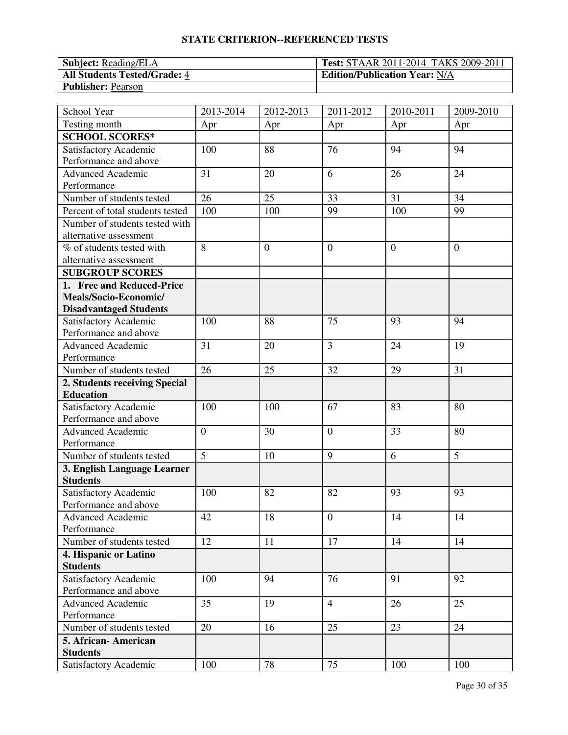## STATE CRITERION--REFERENCED TESTS

| **Subject:** Reading/ELA | **Test:** STAAR 2011-2014 TAKS 2009-2011 |
|---|---|
| **All Students Tested/Grade:** 4 | **Edition/Publication Year:** N/A |
| **Publisher:** Pearson | |

| School Year | 2013-2014 | 2012-2013 | 2011-2012 | 2010-2011 | 2009-2010 |
|---|---|---|---|---|---|
| Testing month | Apr | Apr | Apr | Apr | Apr |
| **SCHOOL SCORES*** | | | | | |
| Satisfactory Academic Performance and above | 100 | 88 | 76 | 94 | 94 |
| Advanced Academic Performance | 31 | 20 | 6 | 26 | 24 |
| Number of students tested | 26 | 25 | 33 | 31 | 34 |
| Percent of total students tested | 100 | 100 | 99 | 100 | 99 |
| Number of students tested with alternative assessment | | | | | |
| % of students tested with alternative assessment | 8 | 0 | 0 | 0 | 0 |
| **SUBGROUP SCORES** | | | | | |
| **1. Free and Reduced-Price Meals/Socio-Economic/ Disadvantaged Students** | | | | | |
| Satisfactory Academic Performance and above | 100 | 88 | 75 | 93 | 94 |
| Advanced Academic Performance | 31 | 20 | 3 | 24 | 19 |
| Number of students tested | 26 | 25 | 32 | 29 | 31 |
| **2. Students receiving Special Education** | | | | | |
| Satisfactory Academic Performance and above | 100 | 100 | 67 | 83 | 80 |
| Advanced Academic Performance | 0 | 30 | 0 | 33 | 80 |
| Number of students tested | 5 | 10 | 9 | 6 | 5 |
| **3. English Language Learner Students** | | | | | |
| Satisfactory Academic Performance and above | 100 | 82 | 82 | 93 | 93 |
| Advanced Academic Performance | 42 | 18 | 0 | 14 | 14 |
| Number of students tested | 12 | 11 | 17 | 14 | 14 |
| **4. Hispanic or Latino Students** | | | | | |
| Satisfactory Academic Performance and above | 100 | 94 | 76 | 91 | 92 |
| Advanced Academic Performance | 35 | 19 | 4 | 26 | 25 |
| Number of students tested | 20 | 16 | 25 | 23 | 24 |
| **5. African- American Students** | | | | | |
| Satisfactory Academic | 100 | 78 | 75 | 100 | 100 |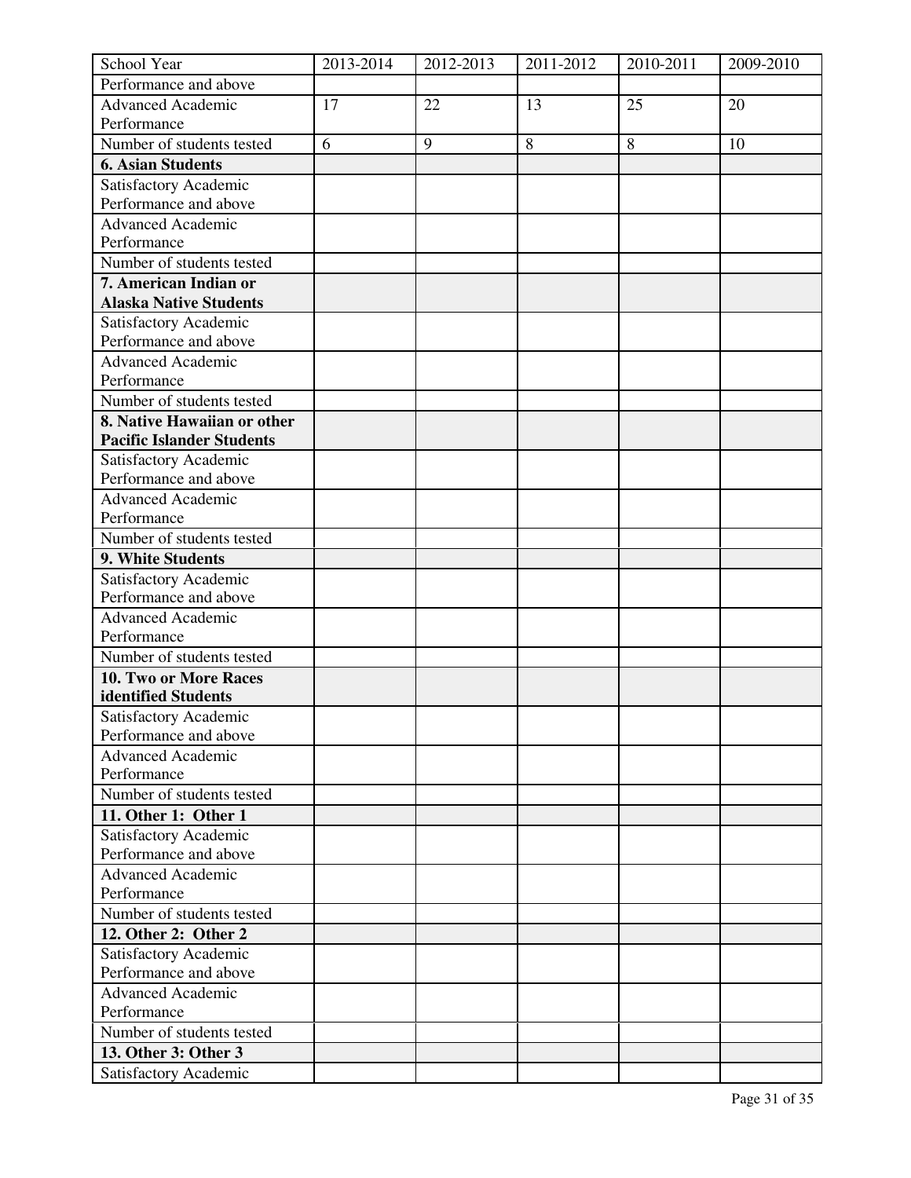| School Year | 2013-2014 | 2012-2013 | 2011-2012 | 2010-2011 | 2009-2010 |
|---|---|---|---|---|---|
| Performance and above | | | | | |
| Advanced Academic Performance | 17 | 22 | 13 | 25 | 20 |
| Number of students tested | 6 | 9 | 8 | 8 | 10 |
| **6. Asian Students** | | | | | |
| Satisfactory Academic Performance and above | | | | | |
| Advanced Academic Performance | | | | | |
| Number of students tested | | | | | |
| **7. American Indian or Alaska Native Students** | | | | | |
| Satisfactory Academic Performance and above | | | | | |
| Advanced Academic Performance | | | | | |
| Number of students tested | | | | | |
| **8. Native Hawaiian or other Pacific Islander Students** | | | | | |
| Satisfactory Academic Performance and above | | | | | |
| Advanced Academic Performance | | | | | |
| Number of students tested | | | | | |
| **9. White Students** | | | | | |
| Satisfactory Academic Performance and above | | | | | |
| Advanced Academic Performance | | | | | |
| Number of students tested | | | | | |
| **10. Two or More Races identified Students** | | | | | |
| Satisfactory Academic Performance and above | | | | | |
| Advanced Academic Performance | | | | | |
| Number of students tested | | | | | |
| **11. Other 1: Other 1** | | | | | |
| Satisfactory Academic Performance and above | | | | | |
| Advanced Academic Performance | | | | | |
| Number of students tested | | | | | |
| **12. Other 2: Other 2** | | | | | |
| Satisfactory Academic Performance and above | | | | | |
| Advanced Academic Performance | | | | | |
| Number of students tested | | | | | |
| **13. Other 3: Other 3** | | | | | |
| Satisfactory Academic | | | | | |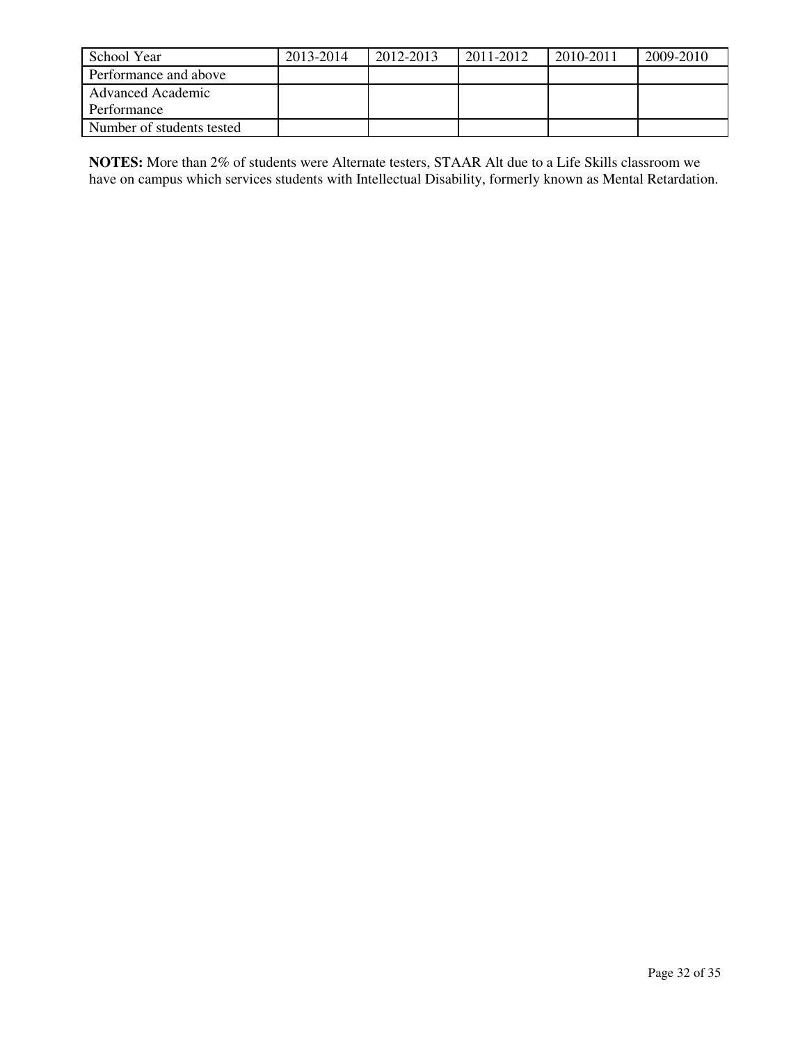| School Year | 2013-2014 | 2012-2013 | 2011-2012 | 2010-2011 | 2009-2010 |
|---|---|---|---|---|---|
| Performance and above | | | | | |
| Advanced Academic Performance | | | | | |
| Number of students tested | | | | | |

**NOTES:** More than 2% of students were Alternate testers, STAAR Alt due to a Life Skills classroom we have on campus which services students with Intellectual Disability, formerly known as Mental Retardation.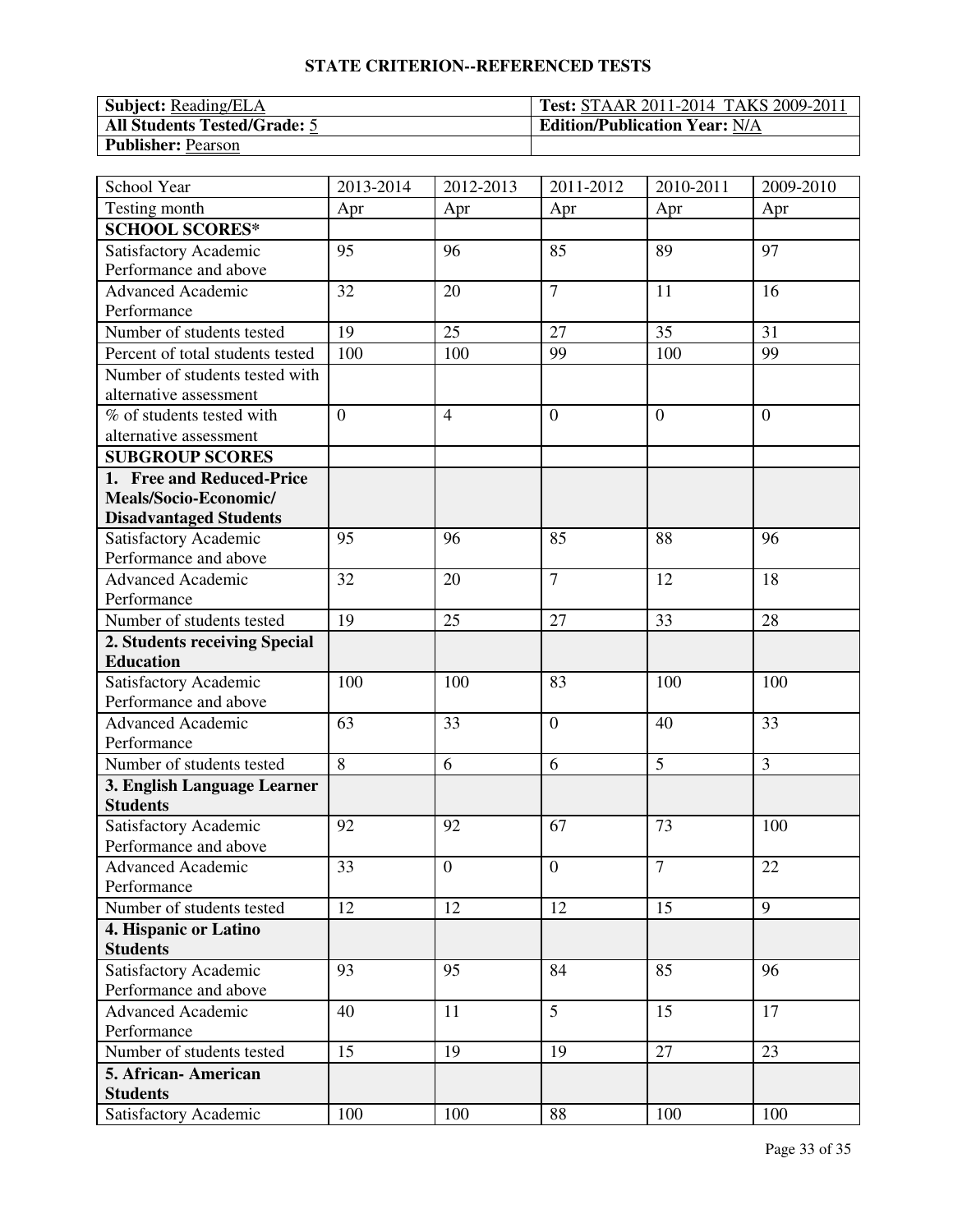## STATE CRITERION--REFERENCED TESTS

| **Subject:** Reading/ELA | **Test:** STAAR 2011-2014 TAKS 2009-2011 |
|---|---|
| **All Students Tested/Grade:** 5 | **Edition/Publication Year:** N/A |
| **Publisher:** Pearson | |

| School Year | 2013-2014 | 2012-2013 | 2011-2012 | 2010-2011 | 2009-2010 |
|---|---|---|---|---|---|
| Testing month | Apr | Apr | Apr | Apr | Apr |
| **SCHOOL SCORES*** | | | | | |
| Satisfactory Academic Performance and above | 95 | 96 | 85 | 89 | 97 |
| Advanced Academic Performance | 32 | 20 | 7 | 11 | 16 |
| Number of students tested | 19 | 25 | 27 | 35 | 31 |
| Percent of total students tested | 100 | 100 | 99 | 100 | 99 |
| Number of students tested with alternative assessment | | | | | |
| % of students tested with alternative assessment | 0 | 4 | 0 | 0 | 0 |
| **SUBGROUP SCORES** | | | | | |
| **1. Free and Reduced-Price Meals/Socio-Economic/ Disadvantaged Students** | | | | | |
| Satisfactory Academic Performance and above | 95 | 96 | 85 | 88 | 96 |
| Advanced Academic Performance | 32 | 20 | 7 | 12 | 18 |
| Number of students tested | 19 | 25 | 27 | 33 | 28 |
| **2. Students receiving Special Education** | | | | | |
| Satisfactory Academic Performance and above | 100 | 100 | 83 | 100 | 100 |
| Advanced Academic Performance | 63 | 33 | 0 | 40 | 33 |
| Number of students tested | 8 | 6 | 6 | 5 | 3 |
| **3. English Language Learner Students** | | | | | |
| Satisfactory Academic Performance and above | 92 | 92 | 67 | 73 | 100 |
| Advanced Academic Performance | 33 | 0 | 0 | 7 | 22 |
| Number of students tested | 12 | 12 | 12 | 15 | 9 |
| **4. Hispanic or Latino Students** | | | | | |
| Satisfactory Academic Performance and above | 93 | 95 | 84 | 85 | 96 |
| Advanced Academic Performance | 40 | 11 | 5 | 15 | 17 |
| Number of students tested | 15 | 19 | 19 | 27 | 23 |
| **5. African- American Students** | | | | | |
| Satisfactory Academic | 100 | 100 | 88 | 100 | 100 |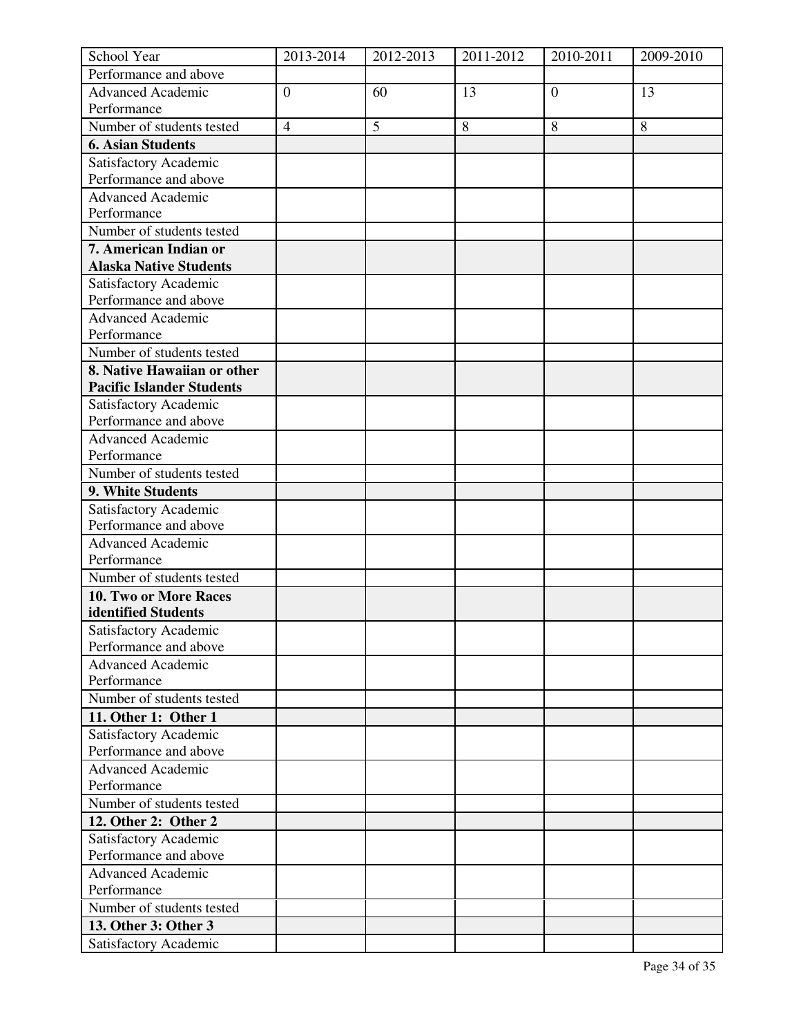| School Year | 2013-2014 | 2012-2013 | 2011-2012 | 2010-2011 | 2009-2010 |
|---|---|---|---|---|---|
| Performance and above | | | | | |
| Advanced Academic Performance | 0 | 60 | 13 | 0 | 13 |
| Number of students tested | 4 | 5 | 8 | 8 | 8 |
| **6. Asian Students** | | | | | |
| Satisfactory Academic Performance and above | | | | | |
| Advanced Academic Performance | | | | | |
| Number of students tested | | | | | |
| **7. American Indian or Alaska Native Students** | | | | | |
| Satisfactory Academic Performance and above | | | | | |
| Advanced Academic Performance | | | | | |
| Number of students tested | | | | | |
| **8. Native Hawaiian or other Pacific Islander Students** | | | | | |
| Satisfactory Academic Performance and above | | | | | |
| Advanced Academic Performance | | | | | |
| Number of students tested | | | | | |
| **9. White Students** | | | | | |
| Satisfactory Academic Performance and above | | | | | |
| Advanced Academic Performance | | | | | |
| Number of students tested | | | | | |
| **10. Two or More Races identified Students** | | | | | |
| Satisfactory Academic Performance and above | | | | | |
| Advanced Academic Performance | | | | | |
| Number of students tested | | | | | |
| **11. Other 1: Other 1** | | | | | |
| Satisfactory Academic Performance and above | | | | | |
| Advanced Academic Performance | | | | | |
| Number of students tested | | | | | |
| **12. Other 2: Other 2** | | | | | |
| Satisfactory Academic Performance and above | | | | | |
| Advanced Academic Performance | | | | | |
| Number of students tested | | | | | |
| **13. Other 3: Other 3** | | | | | |
| Satisfactory Academic | | | | | |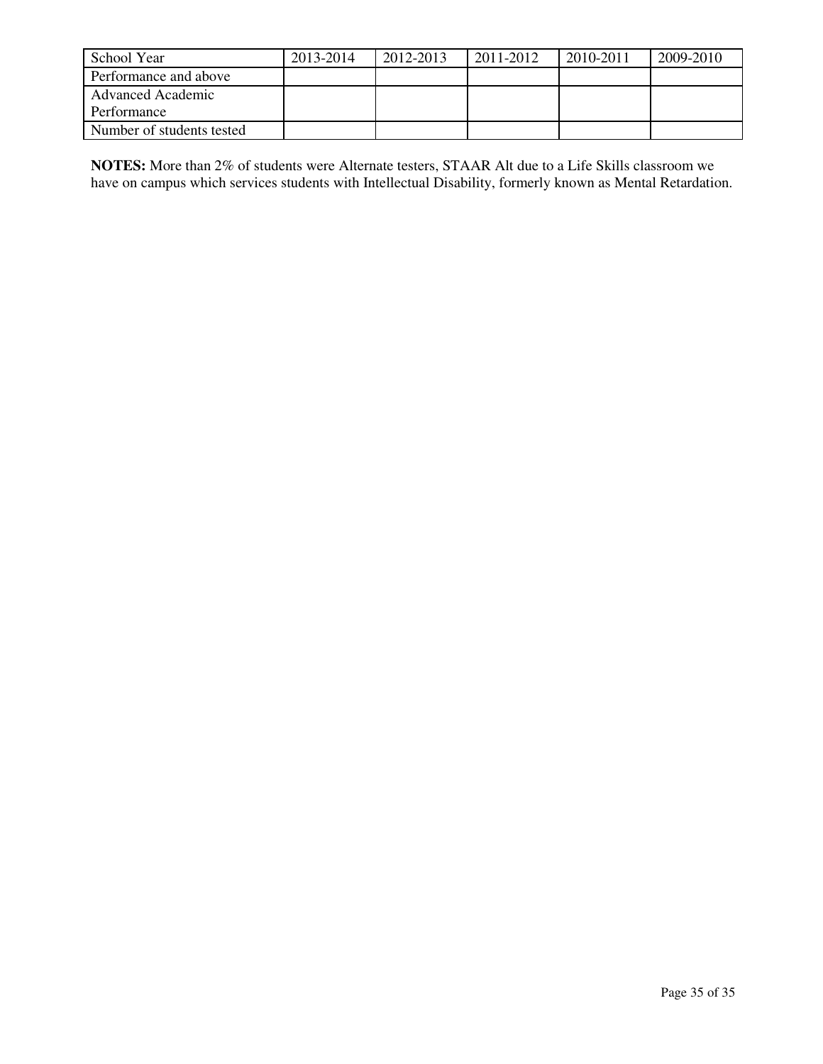| School Year | 2013-2014 | 2012-2013 | 2011-2012 | 2010-2011 | 2009-2010 |
| --- | --- | --- | --- | --- | --- |
| Performance and above | | | | | |
| Advanced Academic Performance | | | | | |
| Number of students tested | | | | | |

**NOTES:** More than 2% of students were Alternate testers, STAAR Alt due to a Life Skills classroom we have on campus which services students with Intellectual Disability, formerly known as Mental Retardation.